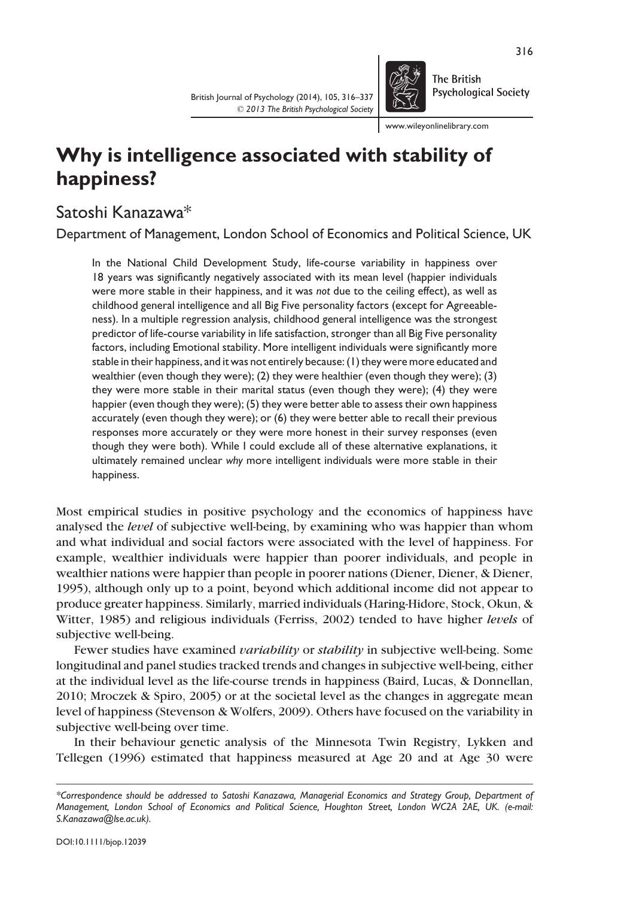# Why is intelligence associated with stability of happiness?

Satoshi Kanazawa*

Department of Management, London School of Economics and Political Science, UK

> In the National Child Development Study, life-course variability in happiness over 18 years was significantly negatively associated with its mean level (happier individuals were more stable in their happiness, and it was *not* due to the ceiling effect), as well as childhood general intelligence and all Big Five personality factors (except for Agreeableness). In a multiple regression analysis, childhood general intelligence was the strongest predictor of life-course variability in life satisfaction, stronger than all Big Five personality factors, including Emotional stability. More intelligent individuals were significantly more stable in their happiness, and it was not entirely because: (1) they were more educated and wealthier (even though they were); (2) they were healthier (even though they were); (3) they were more stable in their marital status (even though they were); (4) they were happier (even though they were); (5) they were better able to assess their own happiness accurately (even though they were); or (6) they were better able to recall their previous responses more accurately or they were more honest in their survey responses (even though they were both). While I could exclude all of these alternative explanations, it ultimately remained unclear *why* more intelligent individuals were more stable in their happiness.

Most empirical studies in positive psychology and the economics of happiness have analysed the *level* of subjective well-being, by examining who was happier than whom and what individual and social factors were associated with the level of happiness. For example, wealthier individuals were happier than poorer individuals, and people in wealthier nations were happier than people in poorer nations (Diener, Diener, & Diener, 1995), although only up to a point, beyond which additional income did not appear to produce greater happiness. Similarly, married individuals (Haring-Hidore, Stock, Okun, & Witter, 1985) and religious individuals (Ferriss, 2002) tended to have higher *levels* of subjective well-being.

Fewer studies have examined *variability* or *stability* in subjective well-being. Some longitudinal and panel studies tracked trends and changes in subjective well-being, either at the individual level as the life-course trends in happiness (Baird, Lucas, & Donnellan, 2010; Mroczek & Spiro, 2005) or at the societal level as the changes in aggregate mean level of happiness (Stevenson & Wolfers, 2009). Others have focused on the variability in subjective well-being over time.

In their behaviour genetic analysis of the Minnesota Twin Registry, Lykken and Tellegen (1996) estimated that happiness measured at Age 20 and at Age 30 were

---

*Correspondence should be addressed to Satoshi Kanazawa, Managerial Economics and Strategy Group, Department of Management, London School of Economics and Political Science, Houghton Street, London WC2A 2AE, UK. (e-mail: S.Kanazawa@lse.ac.uk).

DOI:10.1111/bjop.12039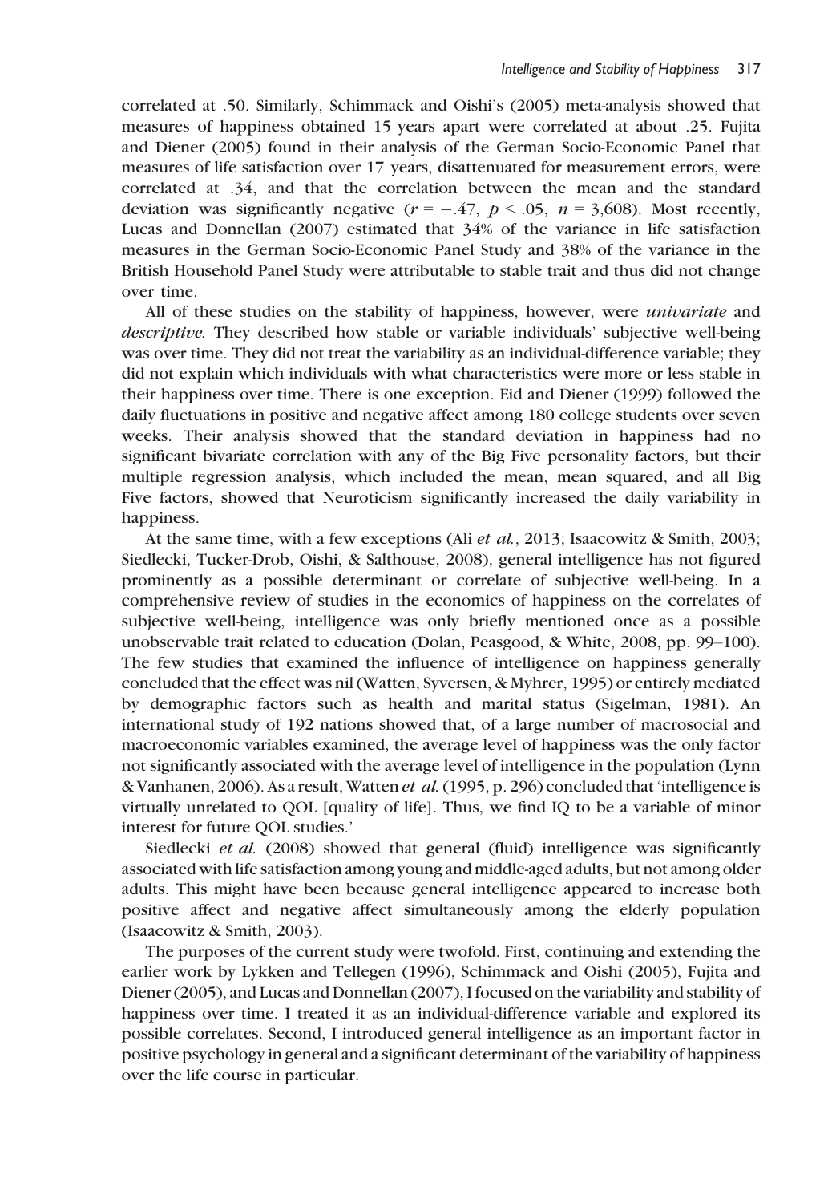correlated at .50. Similarly, Schimmack and Oishi's (2005) meta-analysis showed that measures of happiness obtained 15 years apart were correlated at about .25. Fujita and Diener (2005) found in their analysis of the German Socio-Economic Panel that measures of life satisfaction over 17 years, disattenuated for measurement errors, were correlated at .34, and that the correlation between the mean and the standard deviation was significantly negative ($r = -.47$, $p < .05$, $n = 3,608$). Most recently, Lucas and Donnellan (2007) estimated that 34% of the variance in life satisfaction measures in the German Socio-Economic Panel Study and 38% of the variance in the British Household Panel Study were attributable to stable trait and thus did not change over time.

All of these studies on the stability of happiness, however, were *univariate* and *descriptive.* They described how stable or variable individuals' subjective well-being was over time. They did not treat the variability as an individual-difference variable; they did not explain which individuals with what characteristics were more or less stable in their happiness over time. There is one exception. Eid and Diener (1999) followed the daily fluctuations in positive and negative affect among 180 college students over seven weeks. Their analysis showed that the standard deviation in happiness had no significant bivariate correlation with any of the Big Five personality factors, but their multiple regression analysis, which included the mean, mean squared, and all Big Five factors, showed that Neuroticism significantly increased the daily variability in happiness.

At the same time, with a few exceptions (Ali *et al.*, 2013; Isaacowitz & Smith, 2003; Siedlecki, Tucker-Drob, Oishi, & Salthouse, 2008), general intelligence has not figured prominently as a possible determinant or correlate of subjective well-being. In a comprehensive review of studies in the economics of happiness on the correlates of subjective well-being, intelligence was only briefly mentioned once as a possible unobservable trait related to education (Dolan, Peasgood, & White, 2008, pp. 99–100). The few studies that examined the influence of intelligence on happiness generally concluded that the effect was nil (Watten, Syversen, & Myhrer, 1995) or entirely mediated by demographic factors such as health and marital status (Sigelman, 1981). An international study of 192 nations showed that, of a large number of macrosocial and macroeconomic variables examined, the average level of happiness was the only factor not significantly associated with the average level of intelligence in the population (Lynn & Vanhanen, 2006). As a result, Watten *et al.* (1995, p. 296) concluded that 'intelligence is virtually unrelated to QOL [quality of life]. Thus, we find IQ to be a variable of minor interest for future QOL studies.'

Siedlecki *et al.* (2008) showed that general (fluid) intelligence was significantly associated with life satisfaction among young and middle-aged adults, but not among older adults. This might have been because general intelligence appeared to increase both positive affect and negative affect simultaneously among the elderly population (Isaacowitz & Smith, 2003).

The purposes of the current study were twofold. First, continuing and extending the earlier work by Lykken and Tellegen (1996), Schimmack and Oishi (2005), Fujita and Diener (2005), and Lucas and Donnellan (2007), I focused on the variability and stability of happiness over time. I treated it as an individual-difference variable and explored its possible correlates. Second, I introduced general intelligence as an important factor in positive psychology in general and a significant determinant of the variability of happiness over the life course in particular.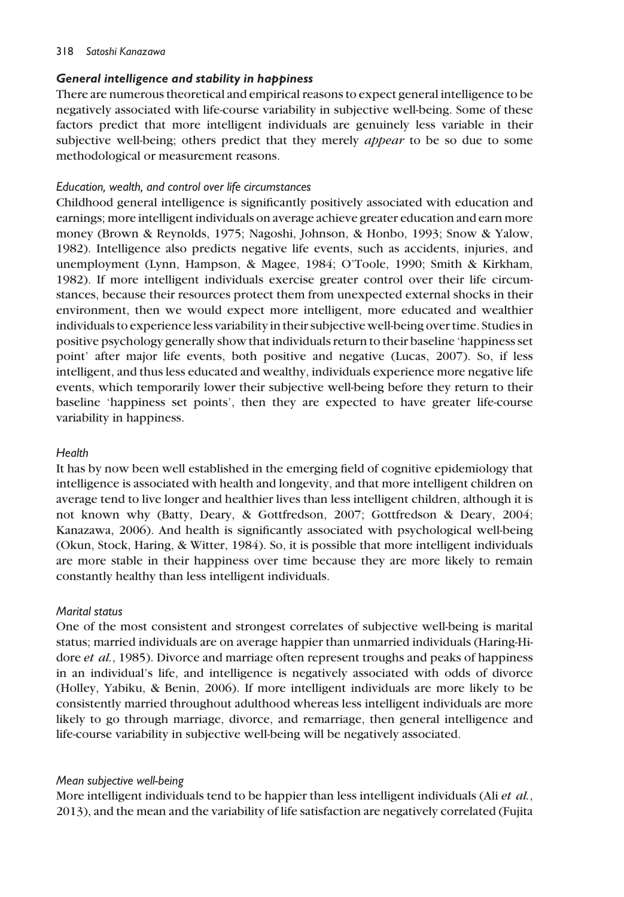### *General intelligence and stability in happiness*

There are numerous theoretical and empirical reasons to expect general intelligence to be negatively associated with life-course variability in subjective well-being. Some of these factors predict that more intelligent individuals are genuinely less variable in their subjective well-being; others predict that they merely *appear* to be so due to some methodological or measurement reasons.

#### *Education, wealth, and control over life circumstances*

Childhood general intelligence is significantly positively associated with education and earnings; more intelligent individuals on average achieve greater education and earn more money (Brown & Reynolds, 1975; Nagoshi, Johnson, & Honbo, 1993; Snow & Yalow, 1982). Intelligence also predicts negative life events, such as accidents, injuries, and unemployment (Lynn, Hampson, & Magee, 1984; O'Toole, 1990; Smith & Kirkham, 1982). If more intelligent individuals exercise greater control over their life circumstances, because their resources protect them from unexpected external shocks in their environment, then we would expect more intelligent, more educated and wealthier individuals to experience less variability in their subjective well-being over time. Studies in positive psychology generally show that individuals return to their baseline 'happiness set point' after major life events, both positive and negative (Lucas, 2007). So, if less intelligent, and thus less educated and wealthy, individuals experience more negative life events, which temporarily lower their subjective well-being before they return to their baseline 'happiness set points', then they are expected to have greater life-course variability in happiness.

#### *Health*

It has by now been well established in the emerging field of cognitive epidemiology that intelligence is associated with health and longevity, and that more intelligent children on average tend to live longer and healthier lives than less intelligent children, although it is not known why (Batty, Deary, & Gottfredson, 2007; Gottfredson & Deary, 2004; Kanazawa, 2006). And health is significantly associated with psychological well-being (Okun, Stock, Haring, & Witter, 1984). So, it is possible that more intelligent individuals are more stable in their happiness over time because they are more likely to remain constantly healthy than less intelligent individuals.

#### *Marital status*

One of the most consistent and strongest correlates of subjective well-being is marital status; married individuals are on average happier than unmarried individuals (Haring-Hidore *et al.*, 1985). Divorce and marriage often represent troughs and peaks of happiness in an individual's life, and intelligence is negatively associated with odds of divorce (Holley, Yabiku, & Benin, 2006). If more intelligent individuals are more likely to be consistently married throughout adulthood whereas less intelligent individuals are more likely to go through marriage, divorce, and remarriage, then general intelligence and life-course variability in subjective well-being will be negatively associated.

#### *Mean subjective well-being*

More intelligent individuals tend to be happier than less intelligent individuals (Ali *et al.*, 2013), and the mean and the variability of life satisfaction are negatively correlated (Fujita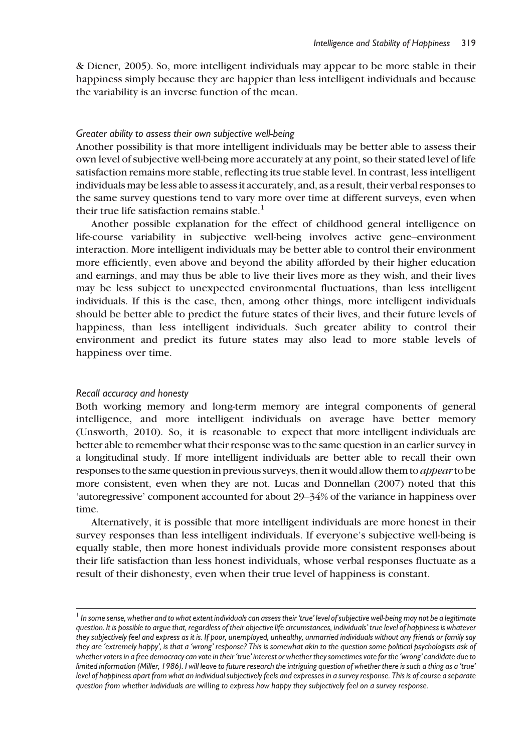& Diener, 2005). So, more intelligent individuals may appear to be more stable in their happiness simply because they are happier than less intelligent individuals and because the variability is an inverse function of the mean.

### *Greater ability to assess their own subjective well-being*

Another possibility is that more intelligent individuals may be better able to assess their own level of subjective well-being more accurately at any point, so their stated level of life satisfaction remains more stable, reflecting its true stable level. In contrast, less intelligent individuals may be less able to assess it accurately, and, as a result, their verbal responses to the same survey questions tend to vary more over time at different surveys, even when their true life satisfaction remains stable.[1]

Another possible explanation for the effect of childhood general intelligence on life-course variability in subjective well-being involves active gene–environment interaction. More intelligent individuals may be better able to control their environment more efficiently, even above and beyond the ability afforded by their higher education and earnings, and may thus be able to live their lives more as they wish, and their lives may be less subject to unexpected environmental fluctuations, than less intelligent individuals. If this is the case, then, among other things, more intelligent individuals should be better able to predict the future states of their lives, and their future levels of happiness, than less intelligent individuals. Such greater ability to control their environment and predict its future states may also lead to more stable levels of happiness over time.

### *Recall accuracy and honesty*

Both working memory and long-term memory are integral components of general intelligence, and more intelligent individuals on average have better memory (Unsworth, 2010). So, it is reasonable to expect that more intelligent individuals are better able to remember what their response was to the same question in an earlier survey in a longitudinal study. If more intelligent individuals are better able to recall their own responses to the same question in previous surveys, then it would allow them to *appear* to be more consistent, even when they are not. Lucas and Donnellan (2007) noted that this 'autoregressive' component accounted for about 29–34% of the variance in happiness over time.

Alternatively, it is possible that more intelligent individuals are more honest in their survey responses than less intelligent individuals. If everyone's subjective well-being is equally stable, then more honest individuals provide more consistent responses about their life satisfaction than less honest individuals, whose verbal responses fluctuate as a result of their dishonesty, even when their true level of happiness is constant.

---

[1] *In some sense, whether and to what extent individuals can assess their 'true' level of subjective well-being may not be a legitimate question. It is possible to argue that, regardless of their objective life circumstances, individuals' true level of happiness is whatever they subjectively feel and express as it is. If poor, unemployed, unhealthy, unmarried individuals without any friends or family say they are 'extremely happy', is that a 'wrong' response? This is somewhat akin to the question some political psychologists ask of whether voters in a free democracy can vote in their 'true' interest or whether they sometimes vote for the 'wrong' candidate due to limited information (Miller, 1986). I will leave to future research the intriguing question of whether there is such a thing as a 'true' level of happiness apart from what an individual subjectively feels and expresses in a survey response. This is of course a separate question from whether individuals are* willing *to express how happy they subjectively feel on a survey response.*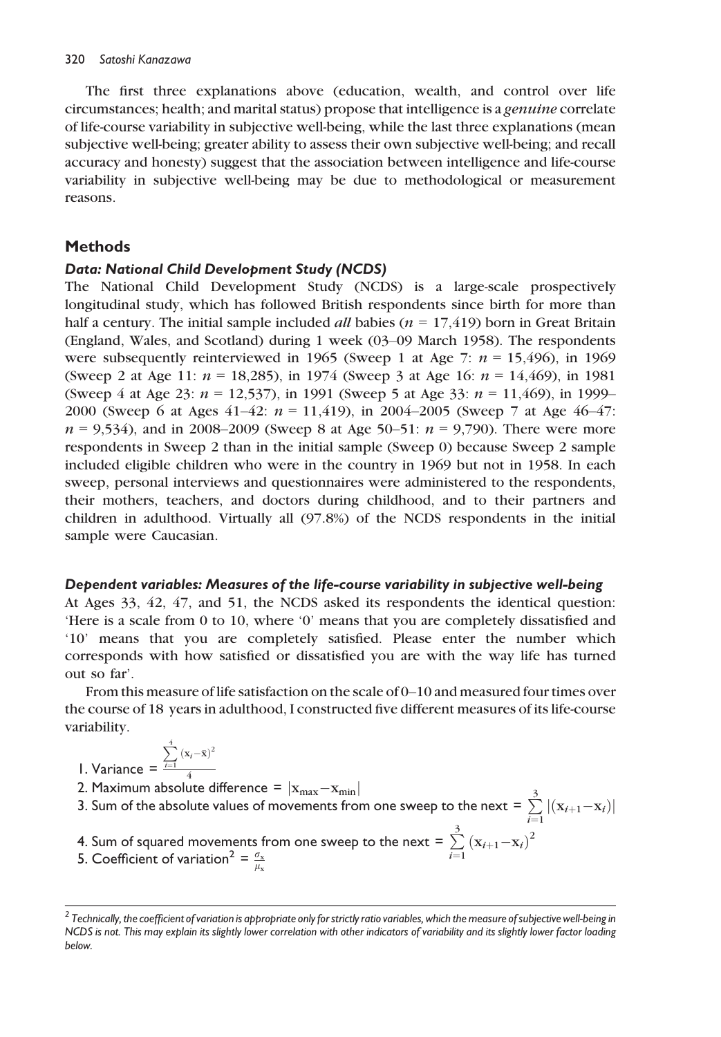The first three explanations above (education, wealth, and control over life circumstances; health; and marital status) propose that intelligence is a *genuine* correlate of life-course variability in subjective well-being, while the last three explanations (mean subjective well-being; greater ability to assess their own subjective well-being; and recall accuracy and honesty) suggest that the association between intelligence and life-course variability in subjective well-being may be due to methodological or measurement reasons.

## Methods

### *Data: National Child Development Study (NCDS)*

The National Child Development Study (NCDS) is a large-scale prospectively longitudinal study, which has followed British respondents since birth for more than half a century. The initial sample included *all* babies ($n$ = 17,419) born in Great Britain (England, Wales, and Scotland) during 1 week (03–09 March 1958). The respondents were subsequently reinterviewed in 1965 (Sweep 1 at Age 7: $n$ = 15,496), in 1969 (Sweep 2 at Age 11: $n$ = 18,285), in 1974 (Sweep 3 at Age 16: $n$ = 14,469), in 1981 (Sweep 4 at Age 23: $n$ = 12,537), in 1991 (Sweep 5 at Age 33: $n$ = 11,469), in 1999–2000 (Sweep 6 at Ages 41–42: $n$ = 11,419), in 2004–2005 (Sweep 7 at Age 46–47: $n$ = 9,534), and in 2008–2009 (Sweep 8 at Age 50–51: $n$ = 9,790). There were more respondents in Sweep 2 than in the initial sample (Sweep 0) because Sweep 2 sample included eligible children who were in the country in 1969 but not in 1958. In each sweep, personal interviews and questionnaires were administered to the respondents, their mothers, teachers, and doctors during childhood, and to their partners and children in adulthood. Virtually all (97.8%) of the NCDS respondents in the initial sample were Caucasian.

### *Dependent variables: Measures of the life-course variability in subjective well-being*

At Ages 33, 42, 47, and 51, the NCDS asked its respondents the identical question: 'Here is a scale from 0 to 10, where '0' means that you are completely dissatisfied and '10' means that you are completely satisfied. Please enter the number which corresponds with how satisfied or dissatisfied you are with the way life has turned out so far'.

From this measure of life satisfaction on the scale of 0–10 and measured four times over the course of 18 years in adulthood, I constructed five different measures of its life-course variability.

1. Variance = $\frac{\sum_{i=1}^{4}(x_i-\bar{x})^2}{4}$
2. Maximum absolute difference = $|x_{max}-x_{min}|$
3. Sum of the absolute values of movements from one sweep to the next = $\sum_{i=1}^{3}|(x_{i+1}-x_i)|$
4. Sum of squared movements from one sweep to the next = $\sum_{i=1}^{3}(x_{i+1}-x_i)^2$
5. Coefficient of variation[2] = $\frac{\sigma_x}{\mu_x}$

[2] *Technically, the coefficient of variation is appropriate only for strictly ratio variables, which the measure of subjective well-being in NCDS is not. This may explain its slightly lower correlation with other indicators of variability and its slightly lower factor loading below.*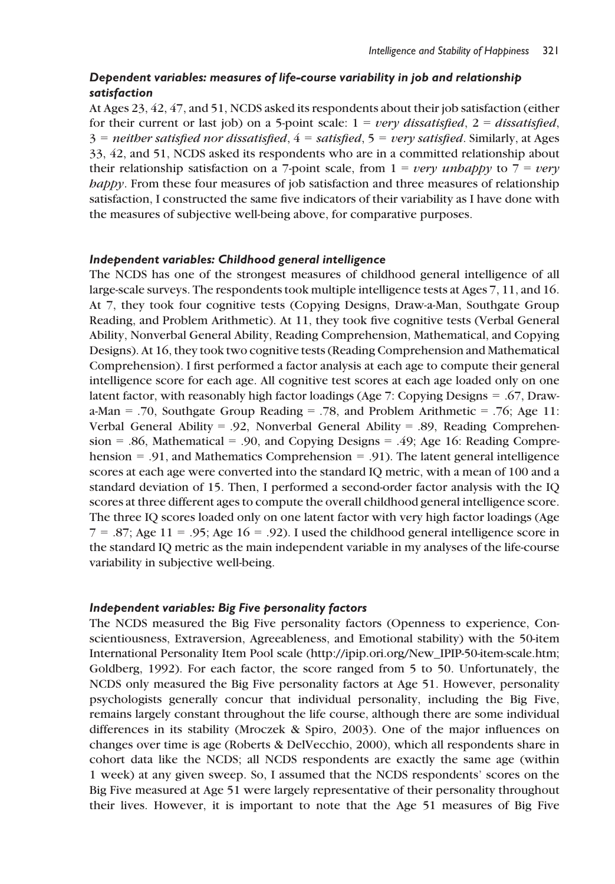### *Dependent variables: measures of life-course variability in job and relationship satisfaction*

At Ages 23, 42, 47, and 51, NCDS asked its respondents about their job satisfaction (either for their current or last job) on a 5-point scale: 1 = *very dissatisfied*, 2 = *dissatisfied*, 3 = *neither satisfied nor dissatisfied*, 4 = *satisfied*, 5 = *very satisfied*. Similarly, at Ages 33, 42, and 51, NCDS asked its respondents who are in a committed relationship about their relationship satisfaction on a 7-point scale, from 1 = *very unhappy* to 7 = *very happy*. From these four measures of job satisfaction and three measures of relationship satisfaction, I constructed the same five indicators of their variability as I have done with the measures of subjective well-being above, for comparative purposes.

### *Independent variables: Childhood general intelligence*

The NCDS has one of the strongest measures of childhood general intelligence of all large-scale surveys. The respondents took multiple intelligence tests at Ages 7, 11, and 16. At 7, they took four cognitive tests (Copying Designs, Draw-a-Man, Southgate Group Reading, and Problem Arithmetic). At 11, they took five cognitive tests (Verbal General Ability, Nonverbal General Ability, Reading Comprehension, Mathematical, and Copying Designs). At 16, they took two cognitive tests (Reading Comprehension and Mathematical Comprehension). I first performed a factor analysis at each age to compute their general intelligence score for each age. All cognitive test scores at each age loaded only on one latent factor, with reasonably high factor loadings (Age 7: Copying Designs = .67, Draw-a-Man = .70, Southgate Group Reading = .78, and Problem Arithmetic = .76; Age 11: Verbal General Ability = .92, Nonverbal General Ability = .89, Reading Comprehension = .86, Mathematical = .90, and Copying Designs = .49; Age 16: Reading Comprehension = .91, and Mathematics Comprehension = .91). The latent general intelligence scores at each age were converted into the standard IQ metric, with a mean of 100 and a standard deviation of 15. Then, I performed a second-order factor analysis with the IQ scores at three different ages to compute the overall childhood general intelligence score. The three IQ scores loaded only on one latent factor with very high factor loadings (Age 7 = .87; Age 11 = .95; Age 16 = .92). I used the childhood general intelligence score in the standard IQ metric as the main independent variable in my analyses of the life-course variability in subjective well-being.

### *Independent variables: Big Five personality factors*

The NCDS measured the Big Five personality factors (Openness to experience, Conscientiousness, Extraversion, Agreeableness, and Emotional stability) with the 50-item International Personality Item Pool scale (http://ipip.ori.org/New_IPIP-50-item-scale.htm; Goldberg, 1992). For each factor, the score ranged from 5 to 50. Unfortunately, the NCDS only measured the Big Five personality factors at Age 51. However, personality psychologists generally concur that individual personality, including the Big Five, remains largely constant throughout the life course, although there are some individual differences in its stability (Mroczek & Spiro, 2003). One of the major influences on changes over time is age (Roberts & DelVecchio, 2000), which all respondents share in cohort data like the NCDS; all NCDS respondents are exactly the same age (within 1 week) at any given sweep. So, I assumed that the NCDS respondents' scores on the Big Five measured at Age 51 were largely representative of their personality throughout their lives. However, it is important to note that the Age 51 measures of Big Five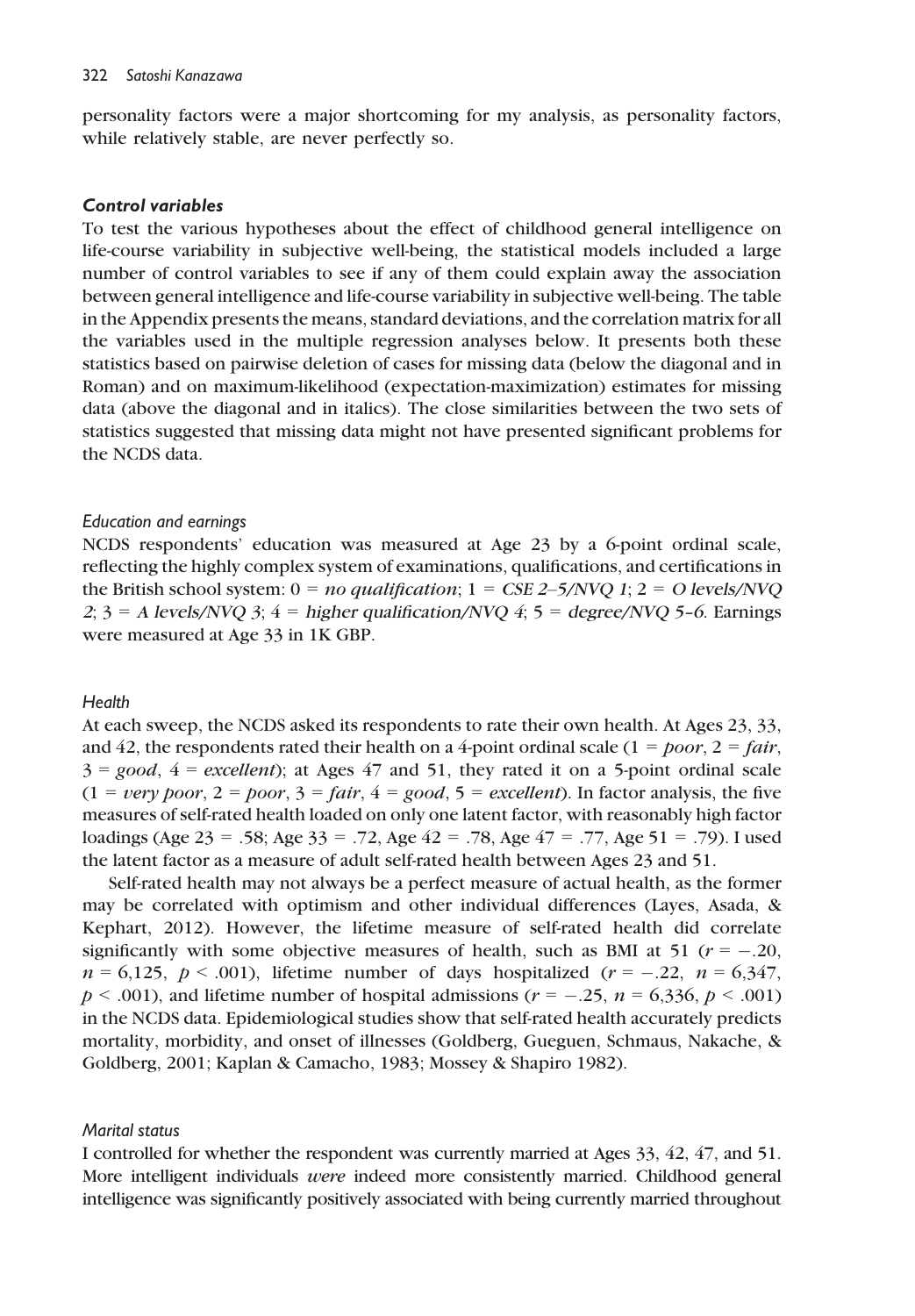personality factors were a major shortcoming for my analysis, as personality factors, while relatively stable, are never perfectly so.

### *Control variables*

To test the various hypotheses about the effect of childhood general intelligence on life-course variability in subjective well-being, the statistical models included a large number of control variables to see if any of them could explain away the association between general intelligence and life-course variability in subjective well-being. The table in the Appendix presents the means, standard deviations, and the correlation matrix for all the variables used in the multiple regression analyses below. It presents both these statistics based on pairwise deletion of cases for missing data (below the diagonal and in Roman) and on maximum-likelihood (expectation-maximization) estimates for missing data (above the diagonal and in italics). The close similarities between the two sets of statistics suggested that missing data might not have presented significant problems for the NCDS data.

#### *Education and earnings*

NCDS respondents' education was measured at Age 23 by a 6-point ordinal scale, reflecting the highly complex system of examinations, qualifications, and certifications in the British school system: 0 = *no qualification*; 1 = *CSE 2–5/NVQ 1*; 2 = *O levels/NVQ 2*; 3 = *A levels/NVQ 3*; 4 = *higher qualification/NVQ 4*; 5 = *degree/NVQ 5–6*. Earnings were measured at Age 33 in 1K GBP.

#### *Health*

At each sweep, the NCDS asked its respondents to rate their own health. At Ages 23, 33, and 42, the respondents rated their health on a 4-point ordinal scale (1 = *poor*, 2 = *fair*, 3 = *good*, 4 = *excellent*); at Ages 47 and 51, they rated it on a 5-point ordinal scale (1 = *very poor*, 2 = *poor*, 3 = *fair*, 4 = *good*, 5 = *excellent*). In factor analysis, the five measures of self-rated health loaded on only one latent factor, with reasonably high factor loadings (Age 23 = .58; Age 33 = .72, Age 42 = .78, Age 47 = .77, Age 51 = .79). I used the latent factor as a measure of adult self-rated health between Ages 23 and 51.

Self-rated health may not always be a perfect measure of actual health, as the former may be correlated with optimism and other individual differences (Layes, Asada, & Kephart, 2012). However, the lifetime measure of self-rated health did correlate significantly with some objective measures of health, such as BMI at 51 ($r = -.20$, $n = 6{,}125$, $p < .001$), lifetime number of days hospitalized ($r = -.22$, $n = 6{,}347$, $p < .001$), and lifetime number of hospital admissions ($r = -.25$, $n = 6{,}336$, $p < .001$) in the NCDS data. Epidemiological studies show that self-rated health accurately predicts mortality, morbidity, and onset of illnesses (Goldberg, Gueguen, Schmaus, Nakache, & Goldberg, 2001; Kaplan & Camacho, 1983; Mossey & Shapiro 1982).

#### *Marital status*

I controlled for whether the respondent was currently married at Ages 33, 42, 47, and 51. More intelligent individuals *were* indeed more consistently married. Childhood general intelligence was significantly positively associated with being currently married throughout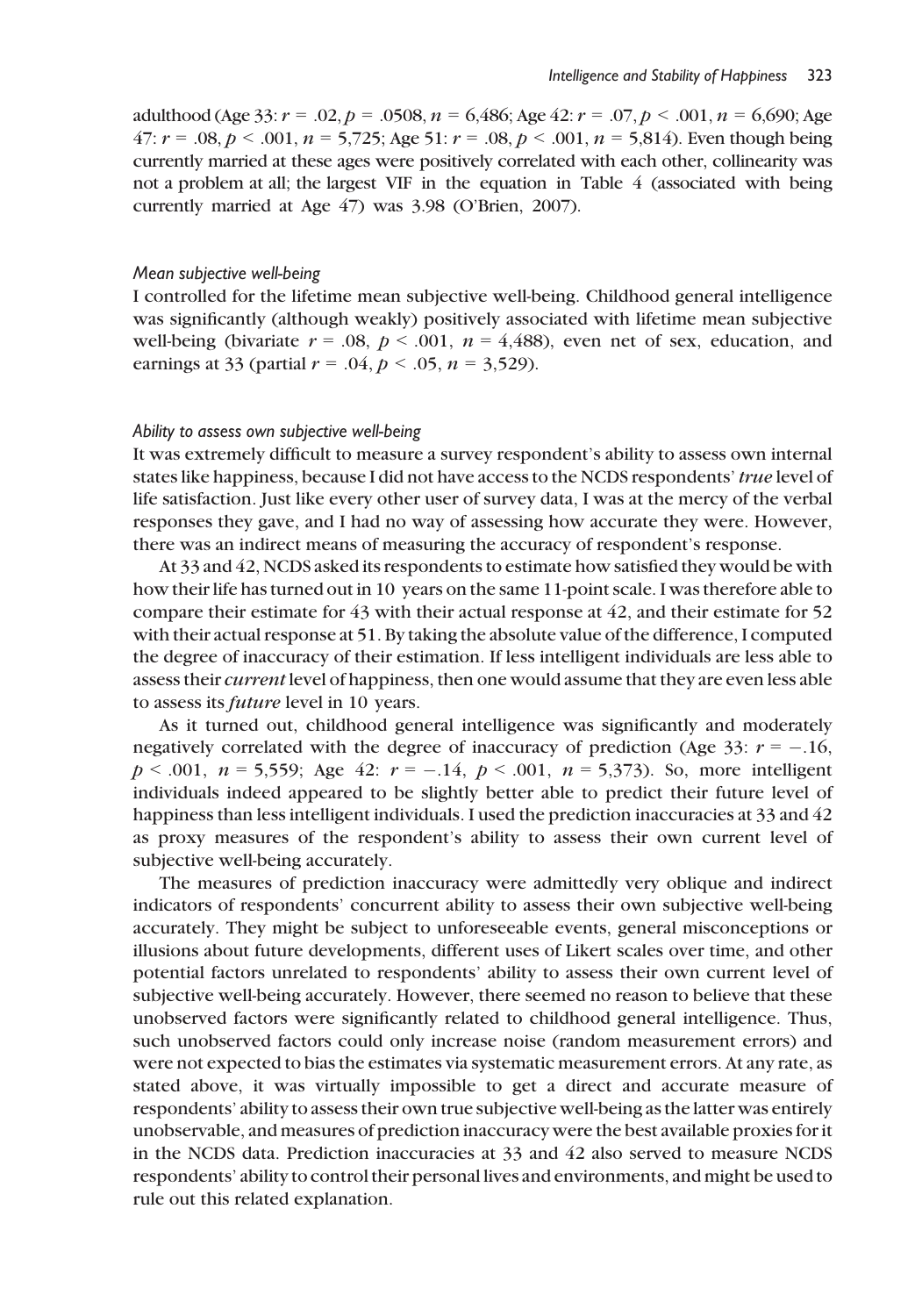adulthood (Age 33: $r = .02$, $p = .0508$, $n = 6{,}486$; Age 42: $r = .07$, $p < .001$, $n = 6{,}690$; Age 47: $r = .08$, $p < .001$, $n = 5{,}725$; Age 51: $r = .08$, $p < .001$, $n = 5{,}814$). Even though being currently married at these ages were positively correlated with each other, collinearity was not a problem at all; the largest VIF in the equation in Table 4 (associated with being currently married at Age 47) was 3.98 (O'Brien, 2007).

### *Mean subjective well-being*

I controlled for the lifetime mean subjective well-being. Childhood general intelligence was significantly (although weakly) positively associated with lifetime mean subjective well-being (bivariate $r = .08$, $p < .001$, $n = 4{,}488$), even net of sex, education, and earnings at 33 (partial $r = .04$, $p < .05$, $n = 3{,}529$).

### *Ability to assess own subjective well-being*

It was extremely difficult to measure a survey respondent's ability to assess own internal states like happiness, because I did not have access to the NCDS respondents' *true* level of life satisfaction. Just like every other user of survey data, I was at the mercy of the verbal responses they gave, and I had no way of assessing how accurate they were. However, there was an indirect means of measuring the accuracy of respondent's response.

At 33 and 42, NCDS asked its respondents to estimate how satisfied they would be with how their life has turned out in 10 years on the same 11-point scale. I was therefore able to compare their estimate for 43 with their actual response at 42, and their estimate for 52 with their actual response at 51. By taking the absolute value of the difference, I computed the degree of inaccuracy of their estimation. If less intelligent individuals are less able to assess their *current* level of happiness, then one would assume that they are even less able to assess its *future* level in 10 years.

As it turned out, childhood general intelligence was significantly and moderately negatively correlated with the degree of inaccuracy of prediction (Age 33: $r = -.16$, $p < .001$, $n = 5{,}559$; Age 42: $r = -.14$, $p < .001$, $n = 5{,}373$). So, more intelligent individuals indeed appeared to be slightly better able to predict their future level of happiness than less intelligent individuals. I used the prediction inaccuracies at 33 and 42 as proxy measures of the respondent's ability to assess their own current level of subjective well-being accurately.

The measures of prediction inaccuracy were admittedly very oblique and indirect indicators of respondents' concurrent ability to assess their own subjective well-being accurately. They might be subject to unforeseeable events, general misconceptions or illusions about future developments, different uses of Likert scales over time, and other potential factors unrelated to respondents' ability to assess their own current level of subjective well-being accurately. However, there seemed no reason to believe that these unobserved factors were significantly related to childhood general intelligence. Thus, such unobserved factors could only increase noise (random measurement errors) and were not expected to bias the estimates via systematic measurement errors. At any rate, as stated above, it was virtually impossible to get a direct and accurate measure of respondents' ability to assess their own true subjective well-being as the latter was entirely unobservable, and measures of prediction inaccuracy were the best available proxies for it in the NCDS data. Prediction inaccuracies at 33 and 42 also served to measure NCDS respondents' ability to control their personal lives and environments, and might be used to rule out this related explanation.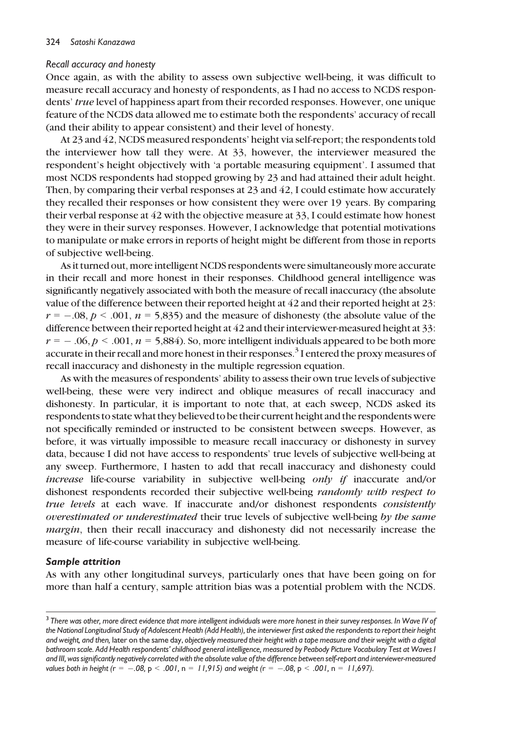#### *Recall accuracy and honesty*

Once again, as with the ability to assess own subjective well-being, it was difficult to measure recall accuracy and honesty of respondents, as I had no access to NCDS respondents' *true* level of happiness apart from their recorded responses. However, one unique feature of the NCDS data allowed me to estimate both the respondents' accuracy of recall (and their ability to appear consistent) and their level of honesty.

At 23 and 42, NCDS measured respondents' height via self-report; the respondents told the interviewer how tall they were. At 33, however, the interviewer measured the respondent's height objectively with 'a portable measuring equipment'. I assumed that most NCDS respondents had stopped growing by 23 and had attained their adult height. Then, by comparing their verbal responses at 23 and 42, I could estimate how accurately they recalled their responses or how consistent they were over 19 years. By comparing their verbal response at 42 with the objective measure at 33, I could estimate how honest they were in their survey responses. However, I acknowledge that potential motivations to manipulate or make errors in reports of height might be different from those in reports of subjective well-being.

As it turned out, more intelligent NCDS respondents were simultaneously more accurate in their recall and more honest in their responses. Childhood general intelligence was significantly negatively associated with both the measure of recall inaccuracy (the absolute value of the difference between their reported height at 42 and their reported height at 23: $r = -.08$, $p < .001$, $n = 5,835$) and the measure of dishonesty (the absolute value of the difference between their reported height at 42 and their interviewer-measured height at 33: $r = -.06$, $p < .001$, $n = 5,884$). So, more intelligent individuals appeared to be both more accurate in their recall and more honest in their responses.[3] I entered the proxy measures of recall inaccuracy and dishonesty in the multiple regression equation.

As with the measures of respondents' ability to assess their own true levels of subjective well-being, these were very indirect and oblique measures of recall inaccuracy and dishonesty. In particular, it is important to note that, at each sweep, NCDS asked its respondents to state what they believed to be their current height and the respondents were not specifically reminded or instructed to be consistent between sweeps. However, as before, it was virtually impossible to measure recall inaccuracy or dishonesty in survey data, because I did not have access to respondents' true levels of subjective well-being at any sweep. Furthermore, I hasten to add that recall inaccuracy and dishonesty could *increase* life-course variability in subjective well-being *only if* inaccurate and/or dishonest respondents recorded their subjective well-being *randomly with respect to true levels* at each wave. If inaccurate and/or dishonest respondents *consistently overestimated or underestimated* their true levels of subjective well-being *by the same margin*, then their recall inaccuracy and dishonesty did not necessarily increase the measure of life-course variability in subjective well-being.

### *Sample attrition*

As with any other longitudinal surveys, particularly ones that have been going on for more than half a century, sample attrition bias was a potential problem with the NCDS.

---

[3] *There was other, more direct evidence that more intelligent individuals were more honest in their survey responses. In Wave IV of the National Longitudinal Study of Adolescent Health (Add Health), the interviewer first asked the respondents to report their height and weight, and then,* later on the same day, *objectively measured their height with a tape measure and their weight with a digital bathroom scale. Add Health respondents' childhood general intelligence, measured by Peabody Picture Vocabulary Test at Waves I and III, was significantly negatively correlated with the absolute value of the difference between self-report and interviewer-measured values both in height ($r = -.08$, $p < .001$, $n = 11,915$) and weight ($r = -.08$, $p < .001$, $n = 11,697$).*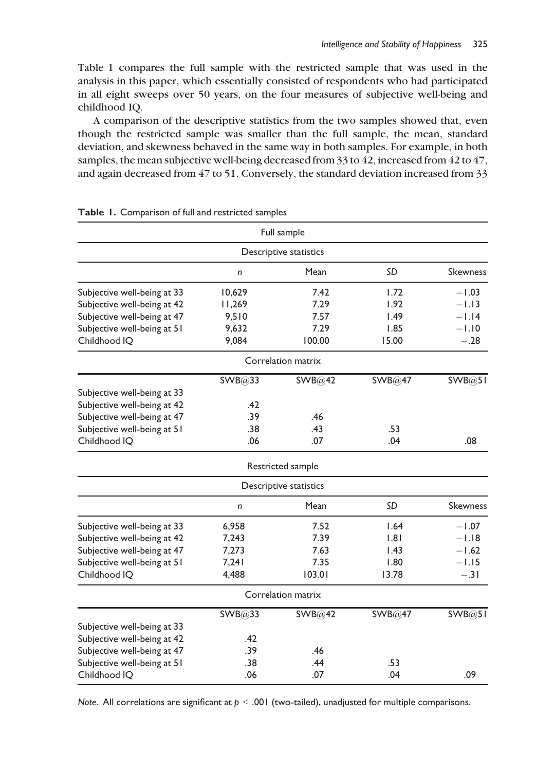Table 1 compares the full sample with the restricted sample that was used in the analysis in this paper, which essentially consisted of respondents who had participated in all eight sweeps over 50 years, on the four measures of subjective well-being and childhood IQ.

A comparison of the descriptive statistics from the two samples showed that, even though the restricted sample was smaller than the full sample, the mean, standard deviation, and skewness behaved in the same way in both samples. For example, in both samples, the mean subjective well-being decreased from 33 to 42, increased from 42 to 47, and again decreased from 47 to 51. Conversely, the standard deviation increased from 33

**Table 1.** Comparison of full and restricted samples

| Full sample | | | | |
|---|---|---|---|---|
| Descriptive statistics | | | | |
| | *n* | Mean | *SD* | Skewness |
| Subjective well-being at 33 | 10,629 | 7.42 | 1.72 | −1.03 |
| Subjective well-being at 42 | 11,269 | 7.29 | 1.92 | −1.13 |
| Subjective well-being at 47 | 9,510 | 7.57 | 1.49 | −1.14 |
| Subjective well-being at 51 | 9,632 | 7.29 | 1.85 | −1.10 |
| Childhood IQ | 9,084 | 100.00 | 15.00 | −.28 |
| Correlation matrix | | | | |
| | SWB@33 | SWB@42 | SWB@47 | SWB@51 |
| Subjective well-being at 33 | | | | |
| Subjective well-being at 42 | .42 | | | |
| Subjective well-being at 47 | .39 | .46 | | |
| Subjective well-being at 51 | .38 | .43 | .53 | |
| Childhood IQ | .06 | .07 | .04 | .08 |
| Restricted sample | | | | |
| Descriptive statistics | | | | |
| | *n* | Mean | *SD* | Skewness |
| Subjective well-being at 33 | 6,958 | 7.52 | 1.64 | −1.07 |
| Subjective well-being at 42 | 7,243 | 7.39 | 1.81 | −1.18 |
| Subjective well-being at 47 | 7,273 | 7.63 | 1.43 | −1.62 |
| Subjective well-being at 51 | 7,241 | 7.35 | 1.80 | −1.15 |
| Childhood IQ | 4,488 | 103.01 | 13.78 | −.31 |
| Correlation matrix | | | | |
| | SWB@33 | SWB@42 | SWB@47 | SWB@51 |
| Subjective well-being at 33 | | | | |
| Subjective well-being at 42 | .42 | | | |
| Subjective well-being at 47 | .39 | .46 | | |
| Subjective well-being at 51 | .38 | .44 | .53 | |
| Childhood IQ | .06 | .07 | .04 | .09 |

*Note.* All correlations are significant at $p < .001$ (two-tailed), unadjusted for multiple comparisons.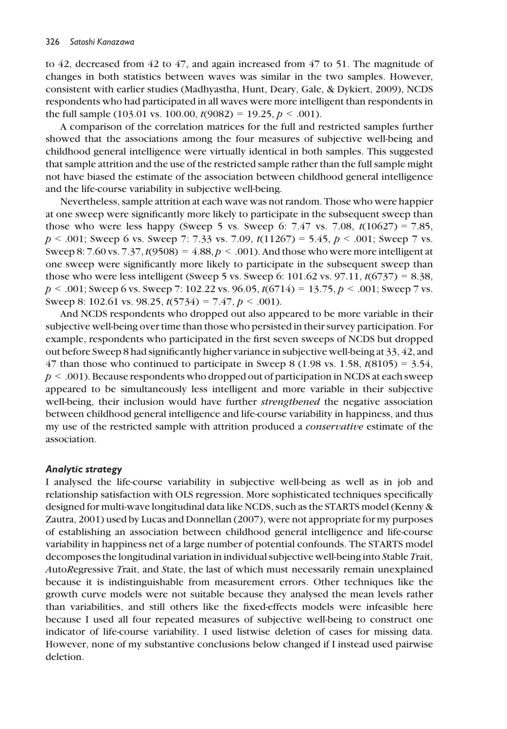to 42, decreased from 42 to 47, and again increased from 47 to 51. The magnitude of changes in both statistics between waves was similar in the two samples. However, consistent with earlier studies (Madhyastha, Hunt, Deary, Gale, & Dykiert, 2009), NCDS respondents who had participated in all waves were more intelligent than respondents in the full sample (103.01 vs. 100.00, $t(9082) = 19.25$, $p < .001$).

A comparison of the correlation matrices for the full and restricted samples further showed that the associations among the four measures of subjective well-being and childhood general intelligence were virtually identical in both samples. This suggested that sample attrition and the use of the restricted sample rather than the full sample might not have biased the estimate of the association between childhood general intelligence and the life-course variability in subjective well-being.

Nevertheless, sample attrition at each wave was not random. Those who were happier at one sweep were significantly more likely to participate in the subsequent sweep than those who were less happy (Sweep 5 vs. Sweep 6: 7.47 vs. 7.08, $t(10627) = 7.85$, $p < .001$; Sweep 6 vs. Sweep 7: 7.33 vs. 7.09, $t(11267) = 5.45$, $p < .001$; Sweep 7 vs. Sweep 8: 7.60 vs. 7.37, $t(9508) = 4.88$, $p < .001$). And those who were more intelligent at one sweep were significantly more likely to participate in the subsequent sweep than those who were less intelligent (Sweep 5 vs. Sweep 6: 101.62 vs. 97.11, $t(6737) = 8.38$, $p < .001$; Sweep 6 vs. Sweep 7: 102.22 vs. 96.05, $t(6714) = 13.75$, $p < .001$; Sweep 7 vs. Sweep 8: 102.61 vs. 98.25, $t(5734) = 7.47$, $p < .001$).

And NCDS respondents who dropped out also appeared to be more variable in their subjective well-being over time than those who persisted in their survey participation. For example, respondents who participated in the first seven sweeps of NCDS but dropped out before Sweep 8 had significantly higher variance in subjective well-being at 33, 42, and 47 than those who continued to participate in Sweep 8 (1.98 vs. 1.58, $t(8105) = 3.54$, $p < .001$). Because respondents who dropped out of participation in NCDS at each sweep appeared to be simultaneously less intelligent and more variable in their subjective well-being, their inclusion would have further *strengthened* the negative association between childhood general intelligence and life-course variability in happiness, and thus my use of the restricted sample with attrition produced a *conservative* estimate of the association.

### *Analytic strategy*

I analysed the life-course variability in subjective well-being as well as in job and relationship satisfaction with OLS regression. More sophisticated techniques specifically designed for multi-wave longitudinal data like NCDS, such as the STARTS model (Kenny & Zautra, 2001) used by Lucas and Donnellan (2007), were not appropriate for my purposes of establishing an association between childhood general intelligence and life-course variability in happiness net of a large number of potential confounds. The STARTS model decomposes the longitudinal variation in individual subjective well-being into *S*table *T*rait, *A*uto*R*egressive *T*rait, and *S*tate, the last of which must necessarily remain unexplained because it is indistinguishable from measurement errors. Other techniques like the growth curve models were not suitable because they analysed the mean levels rather than variabilities, and still others like the fixed-effects models were infeasible here because I used all four repeated measures of subjective well-being to construct one indicator of life-course variability. I used listwise deletion of cases for missing data. However, none of my substantive conclusions below changed if I instead used pairwise deletion.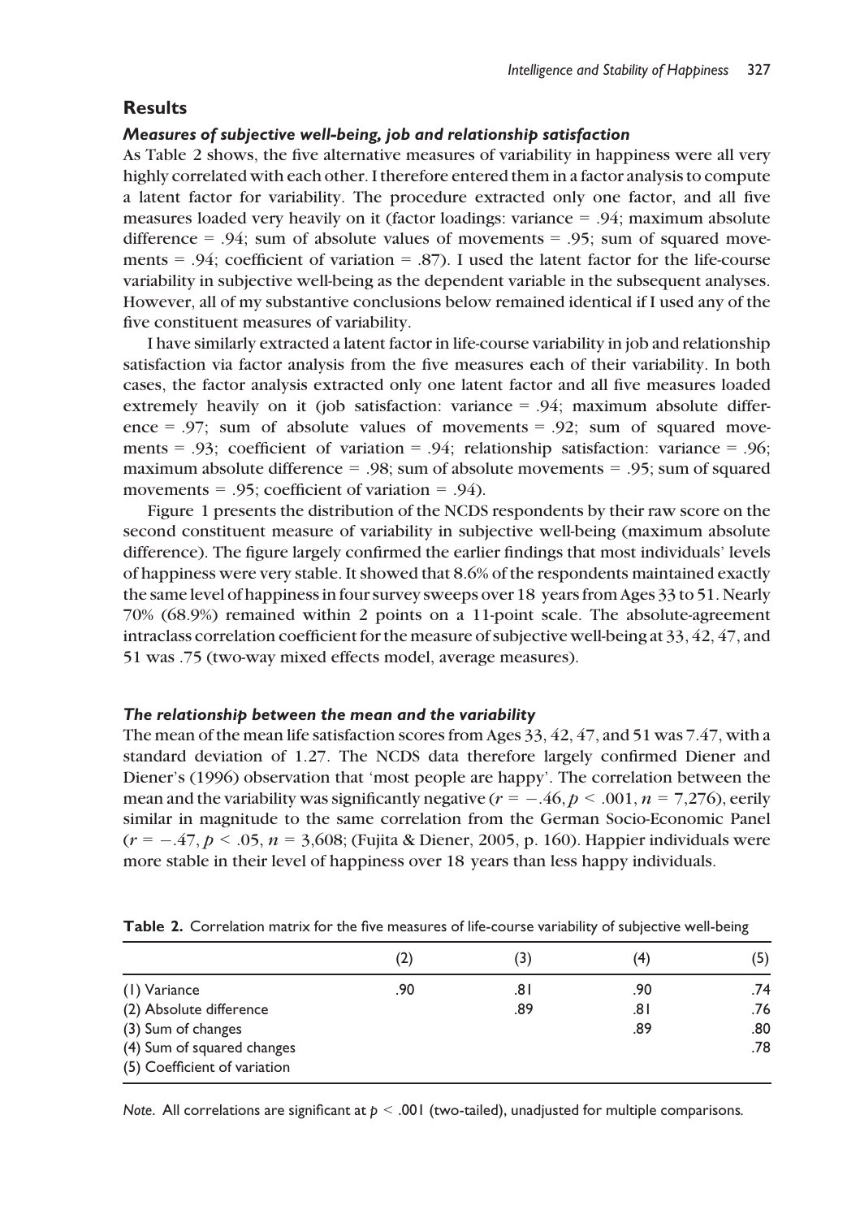## Results

### *Measures of subjective well-being, job and relationship satisfaction*

As Table 2 shows, the five alternative measures of variability in happiness were all very highly correlated with each other. I therefore entered them in a factor analysis to compute a latent factor for variability. The procedure extracted only one factor, and all five measures loaded very heavily on it (factor loadings: variance = .94; maximum absolute difference = .94; sum of absolute values of movements = .95; sum of squared movements = .94; coefficient of variation = .87). I used the latent factor for the life-course variability in subjective well-being as the dependent variable in the subsequent analyses. However, all of my substantive conclusions below remained identical if I used any of the five constituent measures of variability.

I have similarly extracted a latent factor in life-course variability in job and relationship satisfaction via factor analysis from the five measures each of their variability. In both cases, the factor analysis extracted only one latent factor and all five measures loaded extremely heavily on it (job satisfaction: variance = .94; maximum absolute difference = .97; sum of absolute values of movements = .92; sum of squared movements = .93; coefficient of variation = .94; relationship satisfaction: variance = .96; maximum absolute difference = .98; sum of absolute movements = .95; sum of squared movements = .95; coefficient of variation = .94).

Figure 1 presents the distribution of the NCDS respondents by their raw score on the second constituent measure of variability in subjective well-being (maximum absolute difference). The figure largely confirmed the earlier findings that most individuals' levels of happiness were very stable. It showed that 8.6% of the respondents maintained exactly the same level of happiness in four survey sweeps over 18 years from Ages 33 to 51. Nearly 70% (68.9%) remained within 2 points on a 11-point scale. The absolute-agreement intraclass correlation coefficient for the measure of subjective well-being at 33, 42, 47, and 51 was .75 (two-way mixed effects model, average measures).

### *The relationship between the mean and the variability*

The mean of the mean life satisfaction scores from Ages 33, 42, 47, and 51 was 7.47, with a standard deviation of 1.27. The NCDS data therefore largely confirmed Diener and Diener's (1996) observation that 'most people are happy'. The correlation between the mean and the variability was significantly negative ($r = -.46, p < .001, n = 7{,}276$), eerily similar in magnitude to the same correlation from the German Socio-Economic Panel ($r = -.47, p < .05, n = 3{,}608$; (Fujita & Diener, 2005, p. 160). Happier individuals were more stable in their level of happiness over 18 years than less happy individuals.

**Table 2.** Correlation matrix for the five measures of life-course variability of subjective well-being

| | (2) | (3) | (4) | (5) |
|---|---|---|---|---|
| (1) Variance | .90 | .81 | .90 | .74 |
| (2) Absolute difference | | .89 | .81 | .76 |
| (3) Sum of changes | | | .89 | .80 |
| (4) Sum of squared changes | | | | .78 |
| (5) Coefficient of variation | | | | |

*Note*. All correlations are significant at $p < .001$ (two-tailed), unadjusted for multiple comparisons.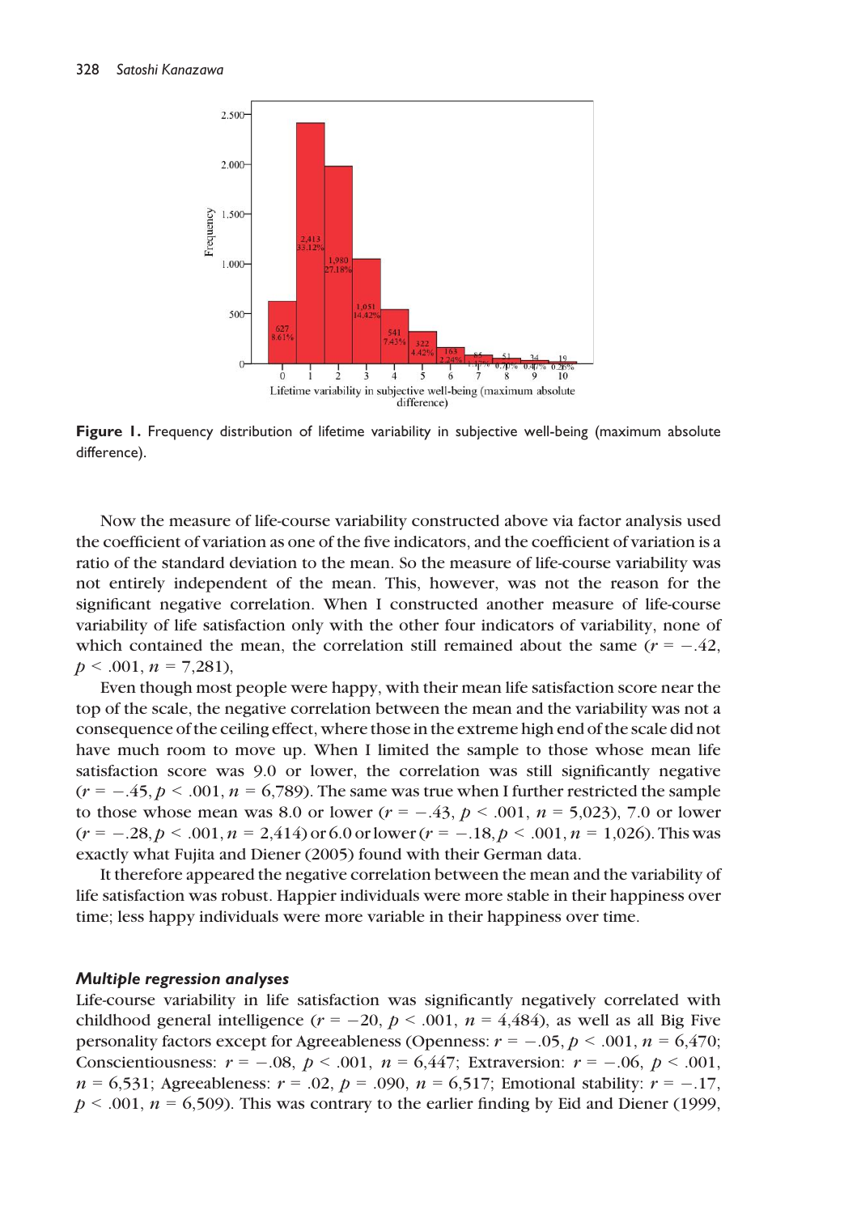Figure 1. Frequency distribution of lifetime variability in subjective well-being (maximum absolute difference).

Now the measure of life-course variability constructed above via factor analysis used the coefficient of variation as one of the five indicators, and the coefficient of variation is a ratio of the standard deviation to the mean. So the measure of life-course variability was not entirely independent of the mean. This, however, was not the reason for the significant negative correlation. When I constructed another measure of life-course variability of life satisfaction only with the other four indicators of variability, none of which contained the mean, the correlation still remained about the same ($r = -.42$, $p < .001$, $n = 7{,}281$),

Even though most people were happy, with their mean life satisfaction score near the top of the scale, the negative correlation between the mean and the variability was not a consequence of the ceiling effect, where those in the extreme high end of the scale did not have much room to move up. When I limited the sample to those whose mean life satisfaction score was 9.0 or lower, the correlation was still significantly negative ($r = -.45$, $p < .001$, $n = 6{,}789$). The same was true when I further restricted the sample to those whose mean was 8.0 or lower ($r = -.43$, $p < .001$, $n = 5{,}023$), 7.0 or lower ($r = -.28$, $p < .001$, $n = 2{,}414$) or 6.0 or lower ($r = -.18$, $p < .001$, $n = 1{,}026$). This was exactly what Fujita and Diener (2005) found with their German data.

It therefore appeared the negative correlation between the mean and the variability of life satisfaction was robust. Happier individuals were more stable in their happiness over time; less happy individuals were more variable in their happiness over time.

### *Multiple regression analyses*

Life-course variability in life satisfaction was significantly negatively correlated with childhood general intelligence ($r = -20$, $p < .001$, $n = 4{,}484$), as well as all Big Five personality factors except for Agreeableness (Openness: $r = -.05$, $p < .001$, $n = 6{,}470$; Conscientiousness: $r = -.08$, $p < .001$, $n = 6{,}447$; Extraversion: $r = -.06$, $p < .001$, $n = 6{,}531$; Agreeableness: $r = .02$, $p = .090$, $n = 6{,}517$; Emotional stability: $r = -.17$, $p < .001$, $n = 6{,}509$). This was contrary to the earlier finding by Eid and Diener (1999,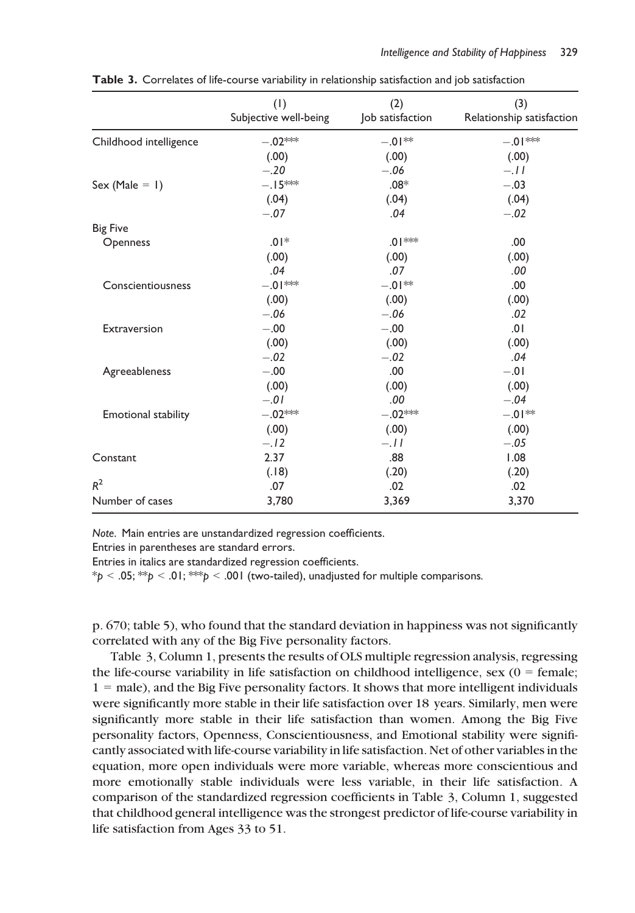**Table 3.** Correlates of life-course variability in relationship satisfaction and job satisfaction

| | (1) Subjective well-being | (2) Job satisfaction | (3) Relationship satisfaction |
|---|---|---|---|
| Childhood intelligence | −.02*** | −.01** | −.01*** |
| | (.00) | (.00) | (.00) |
| | *−.20* | *−.06* | *−.11* |
| Sex (Male = 1) | −.15*** | .08* | −.03 |
| | (.04) | (.04) | (.04) |
| | *−.07* | *.04* | *−.02* |
| Big Five | | | |
| Openness | .01* | .01*** | .00 |
| | (.00) | (.00) | (.00) |
| | *.04* | *.07* | *.00* |
| Conscientiousness | −.01*** | −.01** | .00 |
| | (.00) | (.00) | (.00) |
| | *−.06* | *−.06* | *.02* |
| Extraversion | −.00 | −.00 | .01 |
| | (.00) | (.00) | (.00) |
| | *−.02* | *−.02* | *.04* |
| Agreeableness | −.00 | .00 | −.01 |
| | (.00) | (.00) | (.00) |
| | *−.01* | *.00* | *−.04* |
| Emotional stability | −.02*** | −.02*** | −.01** |
| | (.00) | (.00) | (.00) |
| | *−.12* | *−.11* | *−.05* |
| Constant | 2.37 | .88 | 1.08 |
| | (.18) | (.20) | (.20) |
| $R^2$ | .07 | .02 | .02 |
| Number of cases | 3,780 | 3,369 | 3,370 |

*Note.* Main entries are unstandardized regression coefficients.
Entries in parentheses are standard errors.
Entries in italics are standardized regression coefficients.
\*$p < .05$; \*\*$p < .01$; \*\*\*$p < .001$ (two-tailed), unadjusted for multiple comparisons.

p. 670; table 5), who found that the standard deviation in happiness was not significantly correlated with any of the Big Five personality factors.

Table 3, Column 1, presents the results of OLS multiple regression analysis, regressing the life-course variability in life satisfaction on childhood intelligence, sex (0 = female; 1 = male), and the Big Five personality factors. It shows that more intelligent individuals were significantly more stable in their life satisfaction over 18 years. Similarly, men were significantly more stable in their life satisfaction than women. Among the Big Five personality factors, Openness, Conscientiousness, and Emotional stability were significantly associated with life-course variability in life satisfaction. Net of other variables in the equation, more open individuals were more variable, whereas more conscientious and more emotionally stable individuals were less variable, in their life satisfaction. A comparison of the standardized regression coefficients in Table 3, Column 1, suggested that childhood general intelligence was the strongest predictor of life-course variability in life satisfaction from Ages 33 to 51.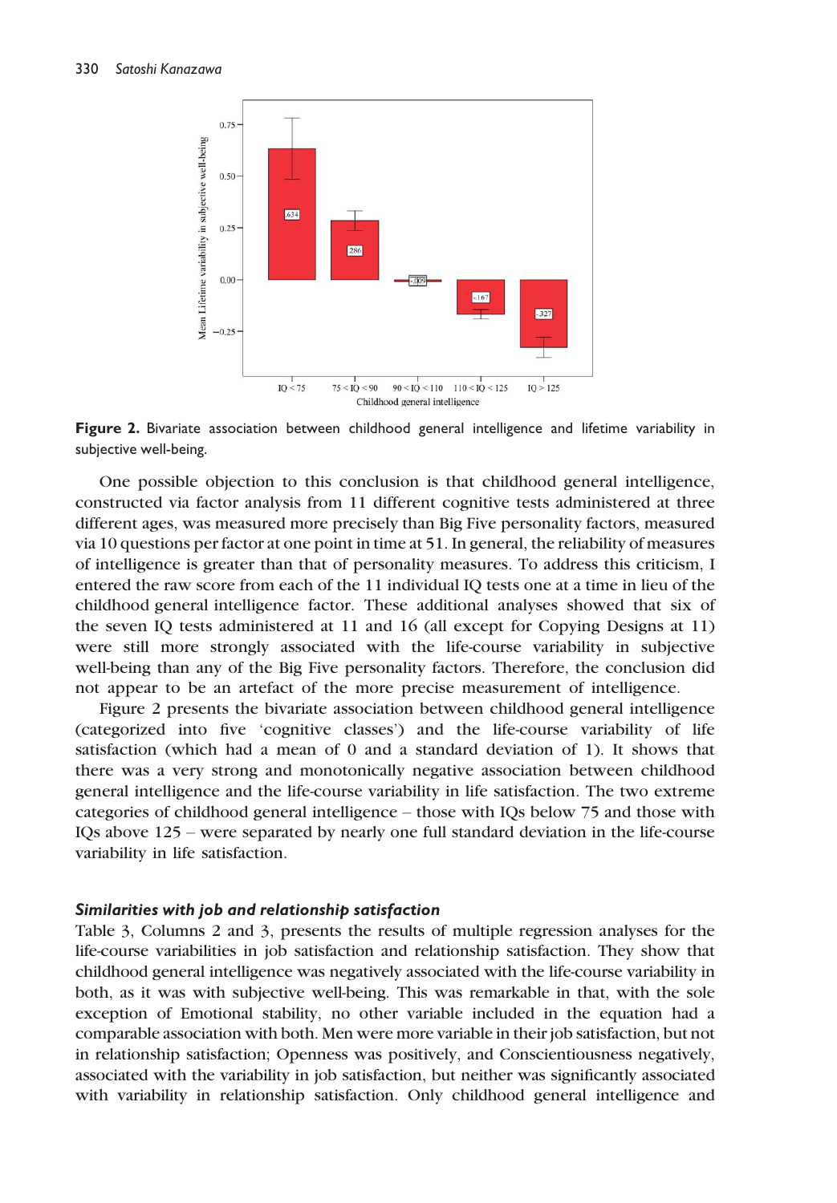**Figure 2.** Bivariate association between childhood general intelligence and lifetime variability in subjective well-being.

One possible objection to this conclusion is that childhood general intelligence, constructed via factor analysis from 11 different cognitive tests administered at three different ages, was measured more precisely than Big Five personality factors, measured via 10 questions per factor at one point in time at 51. In general, the reliability of measures of intelligence is greater than that of personality measures. To address this criticism, I entered the raw score from each of the 11 individual IQ tests one at a time in lieu of the childhood general intelligence factor. These additional analyses showed that six of the seven IQ tests administered at 11 and 16 (all except for Copying Designs at 11) were still more strongly associated with the life-course variability in subjective well-being than any of the Big Five personality factors. Therefore, the conclusion did not appear to be an artefact of the more precise measurement of intelligence.

Figure 2 presents the bivariate association between childhood general intelligence (categorized into five 'cognitive classes') and the life-course variability of life satisfaction (which had a mean of 0 and a standard deviation of 1). It shows that there was a very strong and monotonically negative association between childhood general intelligence and the life-course variability in life satisfaction. The two extreme categories of childhood general intelligence – those with IQs below 75 and those with IQs above 125 – were separated by nearly one full standard deviation in the life-course variability in life satisfaction.

### *Similarities with job and relationship satisfaction*

Table 3, Columns 2 and 3, presents the results of multiple regression analyses for the life-course variabilities in job satisfaction and relationship satisfaction. They show that childhood general intelligence was negatively associated with the life-course variability in both, as it was with subjective well-being. This was remarkable in that, with the sole exception of Emotional stability, no other variable included in the equation had a comparable association with both. Men were more variable in their job satisfaction, but not in relationship satisfaction; Openness was positively, and Conscientiousness negatively, associated with the variability in job satisfaction, but neither was significantly associated with variability in relationship satisfaction. Only childhood general intelligence and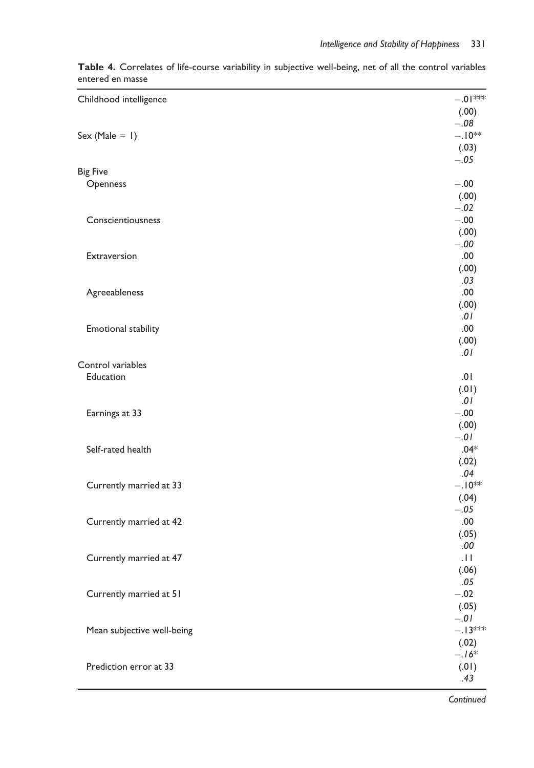**Table 4.** Correlates of life-course variability in subjective well-being, net of all the control variables entered en masse

| | |
|---|---|
| Childhood intelligence | −.01*** |
| | (.00) |
| | *−.08* |
| Sex (Male = 1) | −.10** |
| | (.03) |
| | *−.05* |
| Big Five | |
| Openness | −.00 |
| | (.00) |
| | *−.02* |
| Conscientiousness | −.00 |
| | (.00) |
| | *−.00* |
| Extraversion | .00 |
| | (.00) |
| | *.03* |
| Agreeableness | .00 |
| | (.00) |
| | *.01* |
| Emotional stability | .00 |
| | (.00) |
| | *.01* |
| Control variables | |
| Education | .01 |
| | (.01) |
| | *.01* |
| Earnings at 33 | −.00 |
| | (.00) |
| | *−.01* |
| Self-rated health | .04* |
| | (.02) |
| | *.04* |
| Currently married at 33 | −.10** |
| | (.04) |
| | *−.05* |
| Currently married at 42 | .00 |
| | (.05) |
| | *.00* |
| Currently married at 47 | .11 |
| | (.06) |
| | *.05* |
| Currently married at 51 | −.02 |
| | (.05) |
| | *−.01* |
| Mean subjective well-being | −.13*** |
| | (.02) |
| | *−.16** |
| Prediction error at 33 | (.01) |
| | *.43* |

*Continued*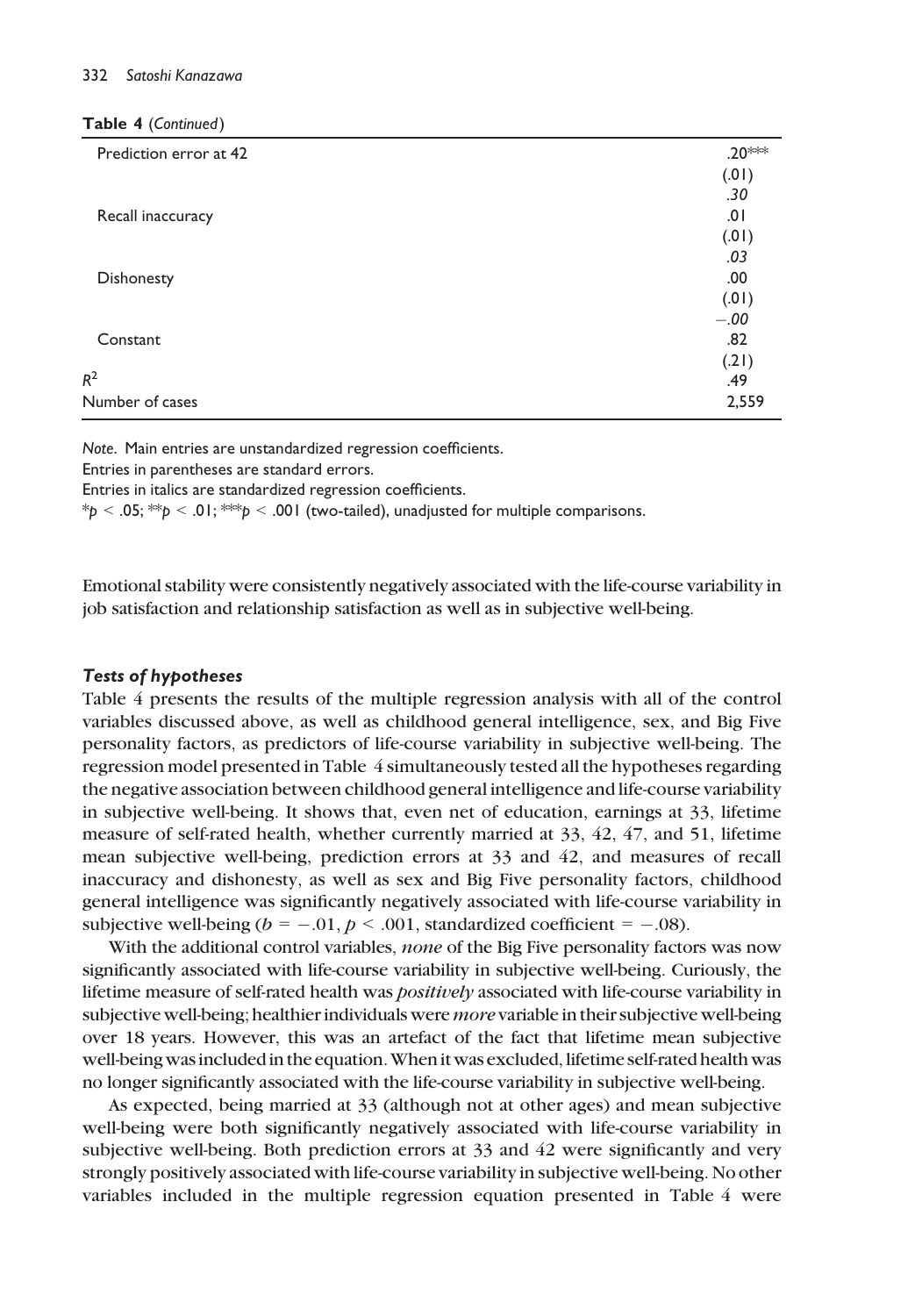**Table 4** (*Continued*)

| | |
|---|---|
| Prediction error at 42 | .20*** |
| | (.01) |
| | *.30* |
| Recall inaccuracy | .01 |
| | (.01) |
| | *.03* |
| Dishonesty | .00 |
| | (.01) |
| | *−.00* |
| Constant | .82 |
| | (.21) |
| $R^2$ | .49 |
| Number of cases | 2,559 |

*Note*. Main entries are unstandardized regression coefficients.
Entries in parentheses are standard errors.
Entries in italics are standardized regression coefficients.
*$p < .05$; **$p < .01$; ***$p < .001$ (two-tailed), unadjusted for multiple comparisons.

Emotional stability were consistently negatively associated with the life-course variability in job satisfaction and relationship satisfaction as well as in subjective well-being.

### *Tests of hypotheses*

Table 4 presents the results of the multiple regression analysis with all of the control variables discussed above, as well as childhood general intelligence, sex, and Big Five personality factors, as predictors of life-course variability in subjective well-being. The regression model presented in Table 4 simultaneously tested all the hypotheses regarding the negative association between childhood general intelligence and life-course variability in subjective well-being. It shows that, even net of education, earnings at 33, lifetime measure of self-rated health, whether currently married at 33, 42, 47, and 51, lifetime mean subjective well-being, prediction errors at 33 and 42, and measures of recall inaccuracy and dishonesty, as well as sex and Big Five personality factors, childhood general intelligence was significantly negatively associated with life-course variability in subjective well-being ($b = -.01$, $p < .001$, standardized coefficient $= -.08$).

With the additional control variables, *none* of the Big Five personality factors was now significantly associated with life-course variability in subjective well-being. Curiously, the lifetime measure of self-rated health was *positively* associated with life-course variability in subjective well-being; healthier individuals were *more* variable in their subjective well-being over 18 years. However, this was an artefact of the fact that lifetime mean subjective well-being was included in the equation. When it was excluded, lifetime self-rated health was no longer significantly associated with the life-course variability in subjective well-being.

As expected, being married at 33 (although not at other ages) and mean subjective well-being were both significantly negatively associated with life-course variability in subjective well-being. Both prediction errors at 33 and 42 were significantly and very strongly positively associated with life-course variability in subjective well-being. No other variables included in the multiple regression equation presented in Table 4 were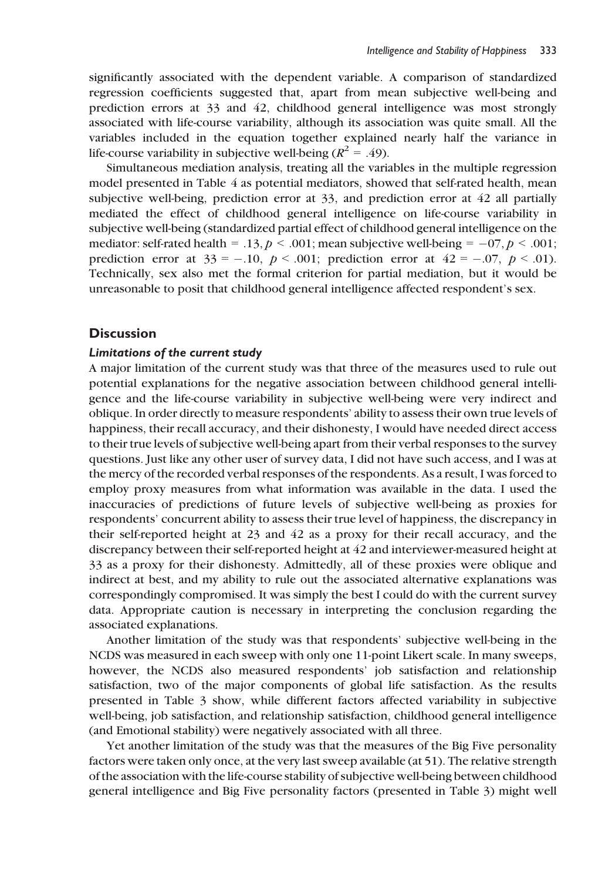significantly associated with the dependent variable. A comparison of standardized regression coefficients suggested that, apart from mean subjective well-being and prediction errors at 33 and 42, childhood general intelligence was most strongly associated with life-course variability, although its association was quite small. All the variables included in the equation together explained nearly half the variance in life-course variability in subjective well-being ($R^2 = .49$).

Simultaneous mediation analysis, treating all the variables in the multiple regression model presented in Table 4 as potential mediators, showed that self-rated health, mean subjective well-being, prediction error at 33, and prediction error at 42 all partially mediated the effect of childhood general intelligence on life-course variability in subjective well-being (standardized partial effect of childhood general intelligence on the mediator: self-rated health = .13, $p < .001$; mean subjective well-being = −07, $p < .001$; prediction error at 33 = −.10, $p < .001$; prediction error at 42 = −.07, $p < .01$). Technically, sex also met the formal criterion for partial mediation, but it would be unreasonable to posit that childhood general intelligence affected respondent's sex.

## Discussion

### *Limitations of the current study*

A major limitation of the current study was that three of the measures used to rule out potential explanations for the negative association between childhood general intelligence and the life-course variability in subjective well-being were very indirect and oblique. In order directly to measure respondents' ability to assess their own true levels of happiness, their recall accuracy, and their dishonesty, I would have needed direct access to their true levels of subjective well-being apart from their verbal responses to the survey questions. Just like any other user of survey data, I did not have such access, and I was at the mercy of the recorded verbal responses of the respondents. As a result, I was forced to employ proxy measures from what information was available in the data. I used the inaccuracies of predictions of future levels of subjective well-being as proxies for respondents' concurrent ability to assess their true level of happiness, the discrepancy in their self-reported height at 23 and 42 as a proxy for their recall accuracy, and the discrepancy between their self-reported height at 42 and interviewer-measured height at 33 as a proxy for their dishonesty. Admittedly, all of these proxies were oblique and indirect at best, and my ability to rule out the associated alternative explanations was correspondingly compromised. It was simply the best I could do with the current survey data. Appropriate caution is necessary in interpreting the conclusion regarding the associated explanations.

Another limitation of the study was that respondents' subjective well-being in the NCDS was measured in each sweep with only one 11-point Likert scale. In many sweeps, however, the NCDS also measured respondents' job satisfaction and relationship satisfaction, two of the major components of global life satisfaction. As the results presented in Table 3 show, while different factors affected variability in subjective well-being, job satisfaction, and relationship satisfaction, childhood general intelligence (and Emotional stability) were negatively associated with all three.

Yet another limitation of the study was that the measures of the Big Five personality factors were taken only once, at the very last sweep available (at 51). The relative strength of the association with the life-course stability of subjective well-being between childhood general intelligence and Big Five personality factors (presented in Table 3) might well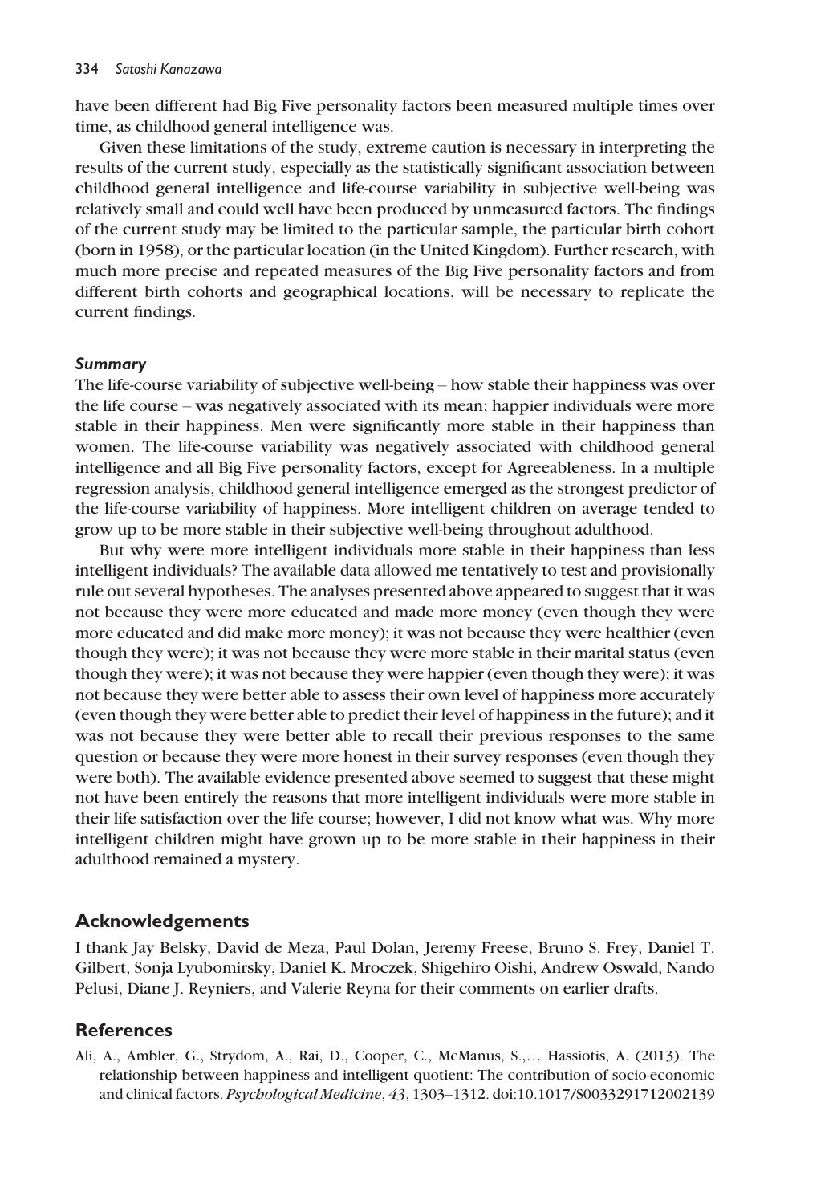have been different had Big Five personality factors been measured multiple times over time, as childhood general intelligence was.

Given these limitations of the study, extreme caution is necessary in interpreting the results of the current study, especially as the statistically significant association between childhood general intelligence and life-course variability in subjective well-being was relatively small and could well have been produced by unmeasured factors. The findings of the current study may be limited to the particular sample, the particular birth cohort (born in 1958), or the particular location (in the United Kingdom). Further research, with much more precise and repeated measures of the Big Five personality factors and from different birth cohorts and geographical locations, will be necessary to replicate the current findings.

### *Summary*

The life-course variability of subjective well-being – how stable their happiness was over the life course – was negatively associated with its mean; happier individuals were more stable in their happiness. Men were significantly more stable in their happiness than women. The life-course variability was negatively associated with childhood general intelligence and all Big Five personality factors, except for Agreeableness. In a multiple regression analysis, childhood general intelligence emerged as the strongest predictor of the life-course variability of happiness. More intelligent children on average tended to grow up to be more stable in their subjective well-being throughout adulthood.

But why were more intelligent individuals more stable in their happiness than less intelligent individuals? The available data allowed me tentatively to test and provisionally rule out several hypotheses. The analyses presented above appeared to suggest that it was not because they were more educated and made more money (even though they were more educated and did make more money); it was not because they were healthier (even though they were); it was not because they were more stable in their marital status (even though they were); it was not because they were happier (even though they were); it was not because they were better able to assess their own level of happiness more accurately (even though they were better able to predict their level of happiness in the future); and it was not because they were better able to recall their previous responses to the same question or because they were more honest in their survey responses (even though they were both). The available evidence presented above seemed to suggest that these might not have been entirely the reasons that more intelligent individuals were more stable in their life satisfaction over the life course; however, I did not know what was. Why more intelligent children might have grown up to be more stable in their happiness in their adulthood remained a mystery.

## Acknowledgements

I thank Jay Belsky, David de Meza, Paul Dolan, Jeremy Freese, Bruno S. Frey, Daniel T. Gilbert, Sonja Lyubomirsky, Daniel K. Mroczek, Shigehiro Oishi, Andrew Oswald, Nando Pelusi, Diane J. Reyniers, and Valerie Reyna for their comments on earlier drafts.

## References

Ali, A., Ambler, G., Strydom, A., Rai, D., Cooper, C., McManus, S.,… Hassiotis, A. (2013). The relationship between happiness and intelligent quotient: The contribution of socio-economic and clinical factors. *Psychological Medicine*, *43*, 1303–1312. doi:10.1017/S0033291712002139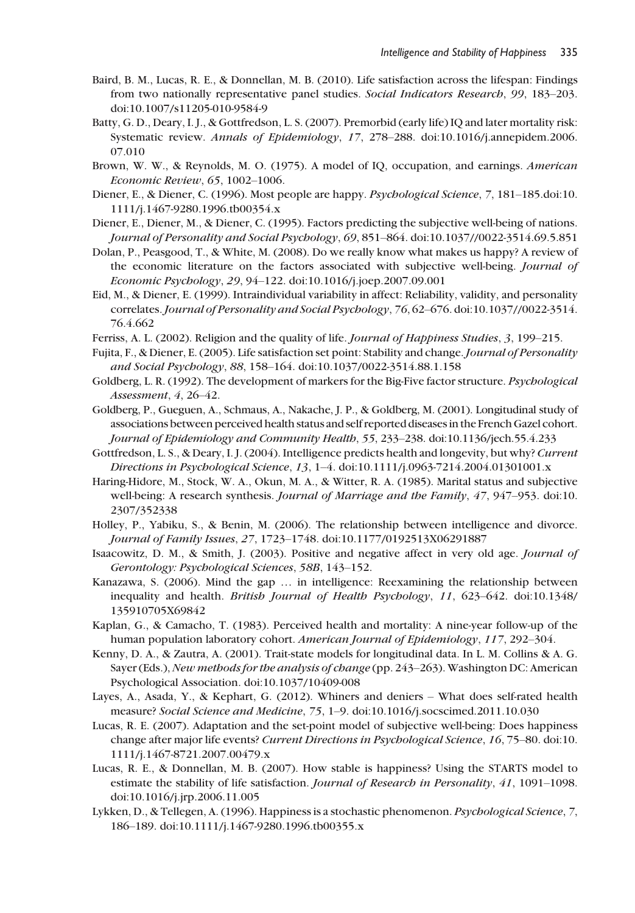Baird, B. M., Lucas, R. E., & Donnellan, M. B. (2010). Life satisfaction across the lifespan: Findings from two nationally representative panel studies. *Social Indicators Research*, *99*, 183–203. doi:10.1007/s11205-010-9584-9

Batty, G. D., Deary, I. J., & Gottfredson, L. S. (2007). Premorbid (early life) IQ and later mortality risk: Systematic review. *Annals of Epidemiology*, *17*, 278–288. doi:10.1016/j.annepidem.2006.07.010

Brown, W. W., & Reynolds, M. O. (1975). A model of IQ, occupation, and earnings. *American Economic Review*, *65*, 1002–1006.

Diener, E., & Diener, C. (1996). Most people are happy. *Psychological Science*, *7*, 181–185.doi:10.1111/j.1467-9280.1996.tb00354.x

Diener, E., Diener, M., & Diener, C. (1995). Factors predicting the subjective well-being of nations. *Journal of Personality and Social Psychology*, *69*, 851–864. doi:10.1037//0022-3514.69.5.851

Dolan, P., Peasgood, T., & White, M. (2008). Do we really know what makes us happy? A review of the economic literature on the factors associated with subjective well-being. *Journal of Economic Psychology*, *29*, 94–122. doi:10.1016/j.joep.2007.09.001

Eid, M., & Diener, E. (1999). Intraindividual variability in affect: Reliability, validity, and personality correlates. *Journal of Personality and Social Psychology*, *76*, 62–676. doi:10.1037//0022-3514.76.4.662

Ferriss, A. L. (2002). Religion and the quality of life. *Journal of Happiness Studies*, *3*, 199–215.

Fujita, F., & Diener, E. (2005). Life satisfaction set point: Stability and change. *Journal of Personality and Social Psychology*, *88*, 158–164. doi:10.1037/0022-3514.88.1.158

Goldberg, L. R. (1992). The development of markers for the Big-Five factor structure. *Psychological Assessment*, *4*, 26–42.

Goldberg, P., Gueguen, A., Schmaus, A., Nakache, J. P., & Goldberg, M. (2001). Longitudinal study of associations between perceived health status and self reported diseases in the French Gazel cohort. *Journal of Epidemiology and Community Health*, *55*, 233–238. doi:10.1136/jech.55.4.233

Gottfredson, L. S., & Deary, I. J. (2004). Intelligence predicts health and longevity, but why? *Current Directions in Psychological Science*, *13*, 1–4. doi:10.1111/j.0963-7214.2004.01301001.x

Haring-Hidore, M., Stock, W. A., Okun, M. A., & Witter, R. A. (1985). Marital status and subjective well-being: A research synthesis. *Journal of Marriage and the Family*, *47*, 947–953. doi:10.2307/352338

Holley, P., Yabiku, S., & Benin, M. (2006). The relationship between intelligence and divorce. *Journal of Family Issues*, *27*, 1723–1748. doi:10.1177/0192513X06291887

Isaacowitz, D. M., & Smith, J. (2003). Positive and negative affect in very old age. *Journal of Gerontology: Psychological Sciences*, *58B*, 143–152.

Kanazawa, S. (2006). Mind the gap … in intelligence: Reexamining the relationship between inequality and health. *British Journal of Health Psychology*, *11*, 623–642. doi:10.1348/135910705X69842

Kaplan, G., & Camacho, T. (1983). Perceived health and mortality: A nine-year follow-up of the human population laboratory cohort. *American Journal of Epidemiology*, *117*, 292–304.

Kenny, D. A., & Zautra, A. (2001). Trait-state models for longitudinal data. In L. M. Collins & A. G. Sayer (Eds.), *New methods for the analysis of change* (pp. 243–263). Washington DC: American Psychological Association. doi:10.1037/10409-008

Layes, A., Asada, Y., & Kephart, G. (2012). Whiners and deniers – What does self-rated health measure? *Social Science and Medicine*, *75*, 1–9. doi:10.1016/j.socscimed.2011.10.030

Lucas, R. E. (2007). Adaptation and the set-point model of subjective well-being: Does happiness change after major life events? *Current Directions in Psychological Science*, *16*, 75–80. doi:10.1111/j.1467-8721.2007.00479.x

Lucas, R. E., & Donnellan, M. B. (2007). How stable is happiness? Using the STARTS model to estimate the stability of life satisfaction. *Journal of Research in Personality*, *41*, 1091–1098. doi:10.1016/j.jrp.2006.11.005

Lykken, D., & Tellegen, A. (1996). Happiness is a stochastic phenomenon. *Psychological Science*, *7*, 186–189. doi:10.1111/j.1467-9280.1996.tb00355.x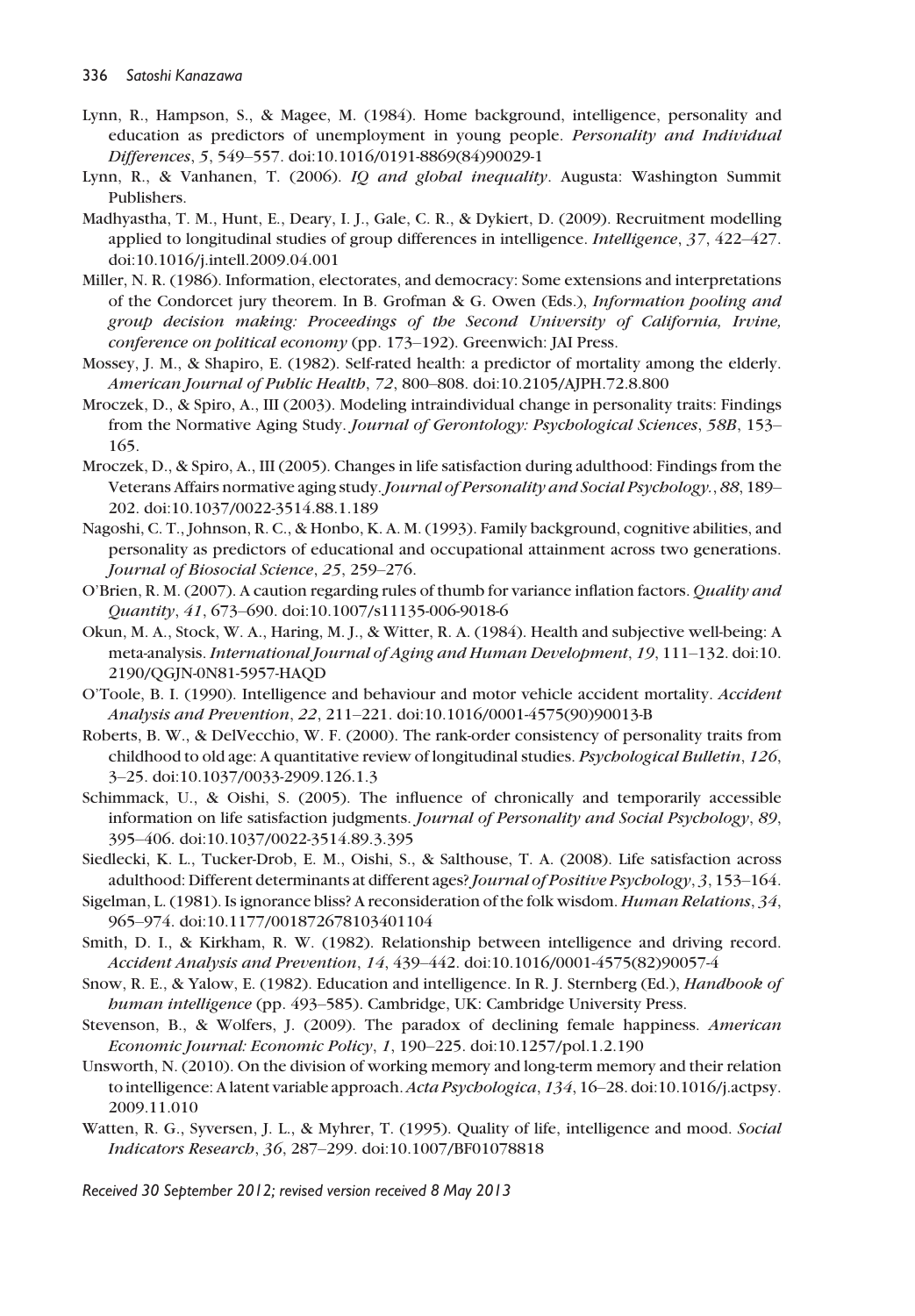Lynn, R., Hampson, S., & Magee, M. (1984). Home background, intelligence, personality and education as predictors of unemployment in young people. *Personality and Individual Differences*, *5*, 549–557. doi:10.1016/0191-8869(84)90029-1

Lynn, R., & Vanhanen, T. (2006). *IQ and global inequality*. Augusta: Washington Summit Publishers.

Madhyastha, T. M., Hunt, E., Deary, I. J., Gale, C. R., & Dykiert, D. (2009). Recruitment modelling applied to longitudinal studies of group differences in intelligence. *Intelligence*, *37*, 422–427. doi:10.1016/j.intell.2009.04.001

Miller, N. R. (1986). Information, electorates, and democracy: Some extensions and interpretations of the Condorcet jury theorem. In B. Grofman & G. Owen (Eds.), *Information pooling and group decision making: Proceedings of the Second University of California, Irvine, conference on political economy* (pp. 173–192). Greenwich: JAI Press.

Mossey, J. M., & Shapiro, E. (1982). Self-rated health: a predictor of mortality among the elderly. *American Journal of Public Health*, *72*, 800–808. doi:10.2105/AJPH.72.8.800

Mroczek, D., & Spiro, A., III (2003). Modeling intraindividual change in personality traits: Findings from the Normative Aging Study. *Journal of Gerontology: Psychological Sciences*, *58B*, 153–165.

Mroczek, D., & Spiro, A., III (2005). Changes in life satisfaction during adulthood: Findings from the Veterans Affairs normative aging study. *Journal of Personality and Social Psychology.*, *88*, 189–202. doi:10.1037/0022-3514.88.1.189

Nagoshi, C. T., Johnson, R. C., & Honbo, K. A. M. (1993). Family background, cognitive abilities, and personality as predictors of educational and occupational attainment across two generations. *Journal of Biosocial Science*, *25*, 259–276.

O'Brien, R. M. (2007). A caution regarding rules of thumb for variance inflation factors. *Quality and Quantity*, *41*, 673–690. doi:10.1007/s11135-006-9018-6

Okun, M. A., Stock, W. A., Haring, M. J., & Witter, R. A. (1984). Health and subjective well-being: A meta-analysis. *International Journal of Aging and Human Development*, *19*, 111–132. doi:10.2190/QGJN-0N81-5957-HAQD

O'Toole, B. I. (1990). Intelligence and behaviour and motor vehicle accident mortality. *Accident Analysis and Prevention*, *22*, 211–221. doi:10.1016/0001-4575(90)90013-B

Roberts, B. W., & DelVecchio, W. F. (2000). The rank-order consistency of personality traits from childhood to old age: A quantitative review of longitudinal studies. *Psychological Bulletin*, *126*, 3–25. doi:10.1037/0033-2909.126.1.3

Schimmack, U., & Oishi, S. (2005). The influence of chronically and temporarily accessible information on life satisfaction judgments. *Journal of Personality and Social Psychology*, *89*, 395–406. doi:10.1037/0022-3514.89.3.395

Siedlecki, K. L., Tucker-Drob, E. M., Oishi, S., & Salthouse, T. A. (2008). Life satisfaction across adulthood: Different determinants at different ages? *Journal of Positive Psychology*, *3*, 153–164.

Sigelman, L. (1981). Is ignorance bliss? A reconsideration of the folk wisdom. *Human Relations*, *34*, 965–974. doi:10.1177/001872678103401104

Smith, D. I., & Kirkham, R. W. (1982). Relationship between intelligence and driving record. *Accident Analysis and Prevention*, *14*, 439–442. doi:10.1016/0001-4575(82)90057-4

Snow, R. E., & Yalow, E. (1982). Education and intelligence. In R. J. Sternberg (Ed.), *Handbook of human intelligence* (pp. 493–585). Cambridge, UK: Cambridge University Press.

Stevenson, B., & Wolfers, J. (2009). The paradox of declining female happiness. *American Economic Journal: Economic Policy*, *1*, 190–225. doi:10.1257/pol.1.2.190

Unsworth, N. (2010). On the division of working memory and long-term memory and their relation to intelligence: A latent variable approach. *Acta Psychologica*, *134*, 16–28. doi:10.1016/j.actpsy.2009.11.010

Watten, R. G., Syversen, J. L., & Myhrer, T. (1995). Quality of life, intelligence and mood. *Social Indicators Research*, *36*, 287–299. doi:10.1007/BF01078818

*Received 30 September 2012; revised version received 8 May 2013*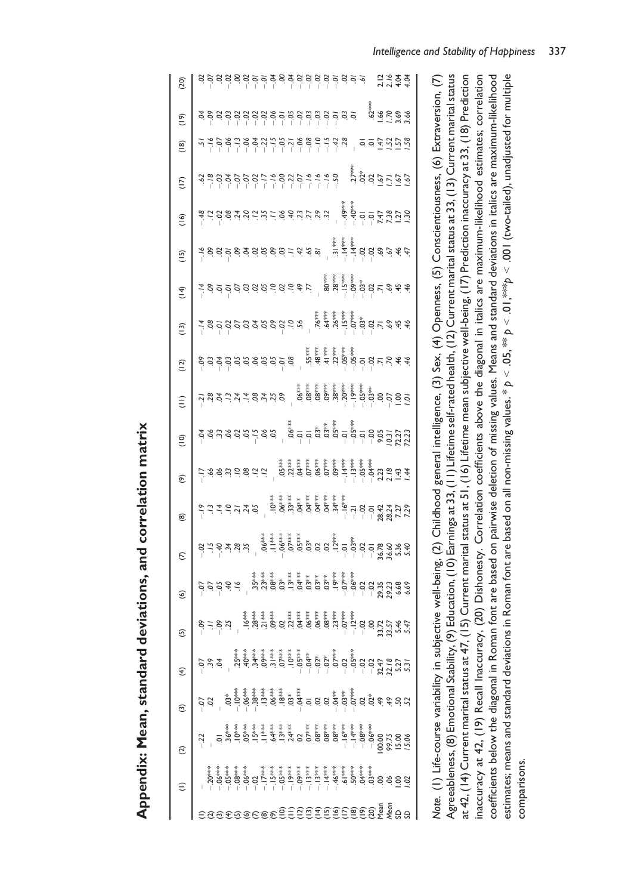# Appendix: Mean, standard deviations, and correlation matrix

| | (1) | (2) | (3) | (4) | (5) | (6) | (7) | (8) | (9) | (10) | (11) | (12) | (13) | (14) | (15) | (16) | (17) | (18) | (19) | (20) |
|---|---|---|---|---|---|---|---|---|---|---|---|---|---|---|---|---|---|---|---|---|
| (1) | — | *−.22* | *−.07* | *−.07* | *−.09* | *−.07* | *−.02* | *−.19* | *−.17* | *−.04* | *−.21* | *−.09* | *−.14* | *−.14* | *−.16* | *−.48* | *.62* | *.51* | *.04* | *.02* |
| (2) | −.20*** | — | *.02* | *.39* | *.11* | *.07* | *.15* | *.13* | *.66* | *.06* | *.28* | *.03* | *.08* | *.09* | *.09* | *.12* | *−.18* | *−.16* | *−.09* | *−.07* |
| (3) | −.06*** | .01 | — | *.04* | *−.09* | *−.05* | *−.40* | *.14* | *.06* | *.33* | *.04* | *−.04* | *−.01* | *.01* | *.02* | *−.02* | *−.03* | *−.07* | *.02* | *−.02* |
| (4) | −.05*** | .36*** | .03* | — | *.25* | *.40* | *.34* | *.10* | *.33* | *.06* | *.13* | *−.03* | *−.02* | *−.01* | *−.01* | *.08* | *−.04* | *−.06* | *−.03* | *−.02* |
| (5) | −.08*** | .10*** | −.10*** | .25*** | — | *.16* | *.28* | *.21* | *.10* | *.02* | *.24* | *.05* | *.07* | *.07* | *.09* | *.24* | *−.07* | *−.13* | *−.02* | *.00* |
| (6) | −.06*** | .05*** | −.06*** | .40*** | .16*** | — | *.35* | *.24* | *.08* | *.05* | *.14* | *.05* | *.03* | *.03* | *.04* | *.20* | *−.07* | *−.06* | *−.02* | *−.02* |
| (7) | −.02 | .15*** | −.38*** | .34*** | .28*** | .35*** | — | *.05* | *.12* | *−.15* | *.08* | *.06* | *.04* | *.02* | *.02* | *.12* | *−.02* | *−.04* | *−.02* | *−.01* |
| (8) | −.17*** | .11*** | .13*** | .09*** | .21*** | .23*** | .06*** | — | *.12* | *.06* | *.34* | *.05* | *.05* | *.05* | *.05* | *.35* | *−.17* | *−.22* | *−.02* | *−.01* |
| (9) | −.15*** | .64*** | .06*** | .31*** | .09*** | .08*** | .11*** | .10*** | — | *.05* | *.25* | *.05* | *.09* | *.10* | *.09* | *.11* | *−.16* | *−.15* | *−.06* | *−.04* |
| (10) | −.05*** | .13*** | .18*** | .07*** | .02 | .03* | −.06*** | .06*** | .05*** | — | *.09* | *−.01* | *−.02* | *.02* | *.03* | *.06* | *−.00* | *−.05* | *−.01* | *.00* |
| (11) | −.19*** | .24*** | .03* | .10*** | .22*** | .13*** | .07*** | .33*** | .22*** | .06*** | — | *.08* | *.10* | *.10* | *.11* | *.40* | *−.22* | *−.21* | *−.05* | *−.04* |
| (12) | −.09*** | .02 | −.04*** | −.05*** | .04*** | .04*** | .05*** | .04** | .04*** | −.01 | .06*** | — | *.56* | *.49* | *.42* | *.23* | *−.07* | *−.06* | *−.02* | *−.02* |
| (13) | −.13*** | .07*** | .01 | −.04** | .06*** | .03** | .03* | .04*** | .07*** | −.01 | .08*** | .55*** | — | *.77* | *.65* | *.27* | *−.16* | *−.08* | *−.03* | *−.02* |
| (14) | −.13*** | .08*** | .02 | −.02* | .06*** | .03** | .02 | .04*** | .06*** | .03* | .08*** | .48*** | .76*** | — | *.81* | *.29* | *−.16* | *−.10* | *−.03* | *−.02* |
| (15) | −.14*** | .08*** | .02 | −.02* | .08*** | .03** | .02 | .04*** | .07*** | .03** | .09*** | .41*** | .64*** | .80*** | — | *.32* | *−.16* | *−.15* | *−.02* | *−.02* |
| (16) | −.46*** | .08*** | −.04** | .07*** | .23*** | .19*** | .12*** | .34*** | .09*** | .05*** | .38*** | .22*** | .26*** | .28*** | .31*** | — | *−.50* | *−.42* | *−.01* | *−.01* |
| (17) | .61*** | −.16*** | −.03** | −.02 | −.07*** | −.07*** | −.01 | −.16*** | −.14*** | −.01 | −.20*** | −.05*** | −.15*** | −.15*** | −.14*** | −.49*** | — | *.28* | *.03* | *.02* |
| (18) | .50*** | −.14*** | −.07*** | −.05*** | −.12*** | −.06*** | −.03** | −.21 | −.13*** | −.05*** | −.19*** | −.05*** | −.07*** | −.09*** | −.14*** | −.40*** | .27*** | — | *.01* | *.01* |
| (19) | .04*** | −.08*** | .02 | −.02 | −.02 | −.02 | −.02 | −.02 | −.05*** | −.01 | −.05*** | −.01 | −.03* | −.03* | −.02 | −.01 | .02* | .01 | — | *.61* |
| (20) | .03*** | −.06*** | .02* | −.02 | .00 | −.02 | −.01 | −.01 | −.04*** | −.00 | −.03** | −.02 | −.02 | −.02 | −.02 | −.01 | .02 | .01 | .62*** | — |
| Mean | .00 | 100.00 | .49 | 32.47 | 33.72 | 29.35 | 36.78 | 28.42 | 2.23 | 9.05 | .00 | .71 | .71 | .71 | .69 | 7.47 | 1.67 | 1.47 | 1.66 | 2.12 |
| *Mean* | *.06* | *99.75* | *.49* | *32.18* | *33.57* | *29.23* | *36.60* | *28.24* | *2.18* | *10.31* | *−.07* | *.70* | *.69* | *.69* | *.67* | *7.38* | *1.71* | *1.52* | *1.70* | *2.16* |
| SD | 1.00 | 15.00 | .50 | 5.27 | 5.46 | 6.68 | 5.36 | 7.27 | 1.43 | 72.27 | 1.00 | .46 | .45 | .45 | .46 | 1.27 | 1.67 | 1.57 | 3.69 | 4.04 |
| *SD* | *1.02* | *15.06* | *.52* | *5.31* | *5.47* | *6.69* | *5.40* | *7.29* | *1.44* | *72.23* | *1.01* | *.46* | *.46* | *.46* | *.47* | *1.30* | *1.67* | *1.58* | *3.66* | *4.04* |

*Note.* (1) Life-course variability in subjective well-being, (2) Childhood general intelligence, (3) Sex, (4) Openness, (5) Conscientiousness, (6) Extraversion, (7) Agreeableness, (8) Emotional Stability, (9) Education, (10) Earnings at 33, (11) Lifetime self-rated health, (12) Current marital status at 33, (13) Current marital status at 42, (14) Current marital status at 47, (15) Current marital status at 51, (16) Lifetime mean subjective well-being, (17) Prediction inaccuracy at 33, (18) Prediction inaccuracy at 42, (19) Recall Inaccuracy, (20) Dishonesty. Correlation coefficients above the diagonal in italics are maximum-likelihood estimates; correlation coefficients below the diagonal in Roman font are based on pairwise deletion of missing values. Means and standard deviations in italics are maximum-likelihood estimates; means and standard deviations in Roman font are based on all non-missing values. * $p < .05$, ** $p < .01$, *** $p < .001$ (two-tailed), unadjusted for multiple comparisons.